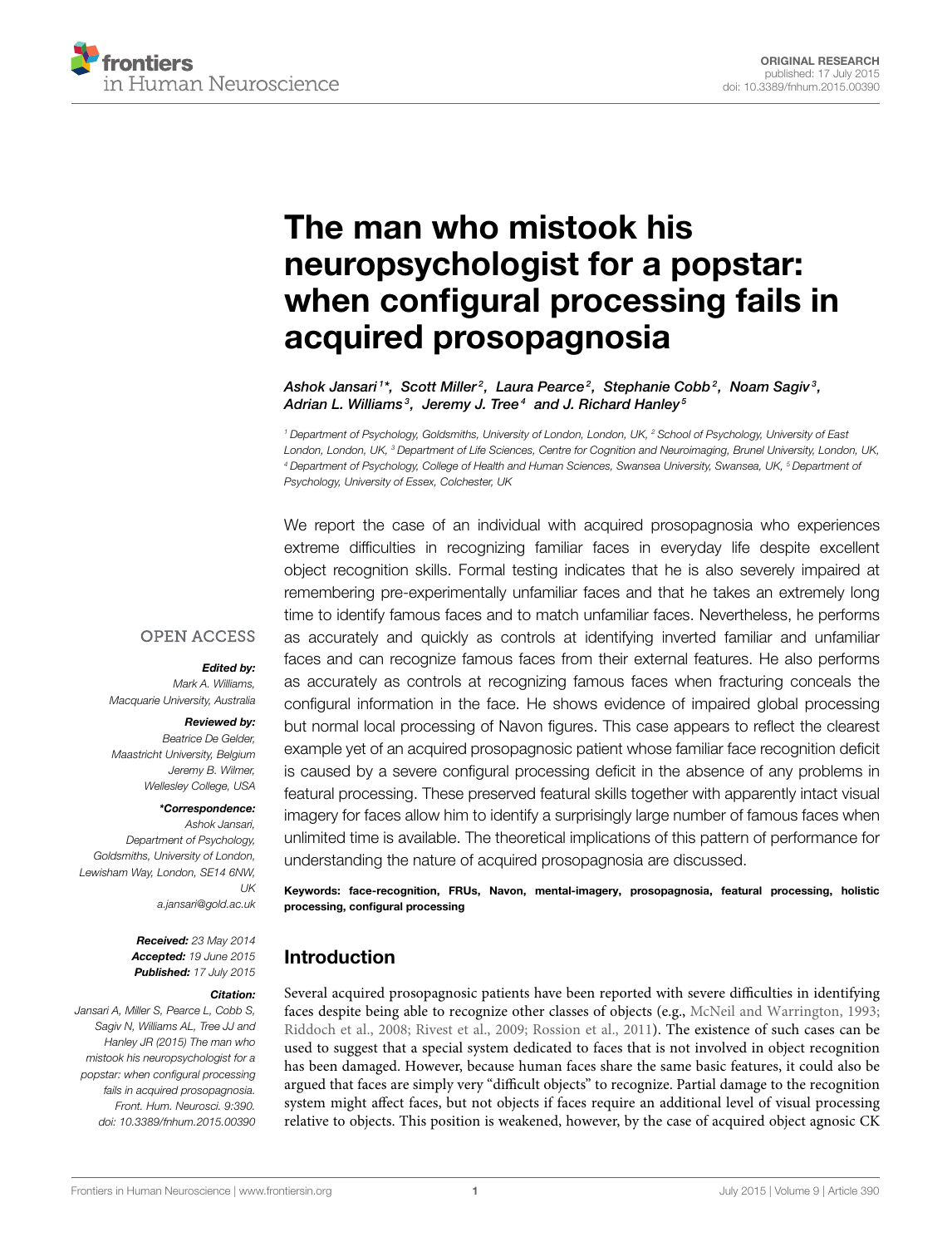ORIGINAL RESEARCH
published: 17 July 2015
doi: 10.3389/fnhum.2015.00390

# The man who mistook his neuropsychologist for a popstar: when configural processing fails in acquired prosopagnosia

*Ashok Jansari [1]\*, Scott Miller [2], Laura Pearce [2], Stephanie Cobb [2], Noam Sagiv [3], Adrian L. Williams [3], Jeremy J. Tree [4] and J. Richard Hanley [5]*

[1] Department of Psychology, Goldsmiths, University of London, London, UK, [2] School of Psychology, University of East London, London, UK, [3] Department of Life Sciences, Centre for Cognition and Neuroimaging, Brunel University, London, UK, [4] Department of Psychology, College of Health and Human Sciences, Swansea University, Swansea, UK, [5] Department of Psychology, University of Essex, Colchester, UK

We report the case of an individual with acquired prosopagnosia who experiences extreme difficulties in recognizing familiar faces in everyday life despite excellent object recognition skills. Formal testing indicates that he is also severely impaired at remembering pre-experimentally unfamiliar faces and that he takes an extremely long time to identify famous faces and to match unfamiliar faces. Nevertheless, he performs as accurately and quickly as controls at identifying inverted familiar and unfamiliar faces and can recognize famous faces from their external features. He also performs as accurately as controls at recognizing famous faces when fracturing conceals the configural information in the face. He shows evidence of impaired global processing but normal local processing of Navon figures. This case appears to reflect the clearest example yet of an acquired prosopagnosic patient whose familiar face recognition deficit is caused by a severe configural processing deficit in the absence of any problems in featural processing. These preserved featural skills together with apparently intact visual imagery for faces allow him to identify a surprisingly large number of famous faces when unlimited time is available. The theoretical implications of this pattern of performance for understanding the nature of acquired prosopagnosia are discussed.

**Keywords:** face-recognition, FRUs, Navon, mental-imagery, prosopagnosia, featural processing, holistic processing, configural processing

OPEN ACCESS

***Edited by:***
*Mark A. Williams, Macquarie University, Australia*

***Reviewed by:***
*Beatrice De Gelder, Maastricht University, Belgium*
*Jeremy B. Wilmer, Wellesley College, USA*

***\*Correspondence:***
*Ashok Jansari, Department of Psychology, Goldsmiths, University of London, Lewisham Way, London, SE14 6NW, UK*
*a.jansari@gold.ac.uk*

***Received:*** *23 May 2014*
***Accepted:*** *19 June 2015*
***Published:*** *17 July 2015*

***Citation:***
*Jansari A, Miller S, Pearce L, Cobb S, Sagiv N, Williams AL, Tree JJ and Hanley JR (2015) The man who mistook his neuropsychologist for a popstar: when configural processing fails in acquired prosopagnosia. Front. Hum. Neurosci. 9:390. doi: 10.3389/fnhum.2015.00390*

## Introduction

Several acquired prosopagnosic patients have been reported with severe difficulties in identifying faces despite being able to recognize other classes of objects (e.g., McNeil and Warrington, 1993; Riddoch et al., 2008; Rivest et al., 2009; Rossion et al., 2011). The existence of such cases can be used to suggest that a special system dedicated to faces that is not involved in object recognition has been damaged. However, because human faces share the same basic features, it could also be argued that faces are simply very "difficult objects" to recognize. Partial damage to the recognition system might affect faces, but not objects if faces require an additional level of visual processing relative to objects. This position is weakened, however, by the case of acquired object agnosic CK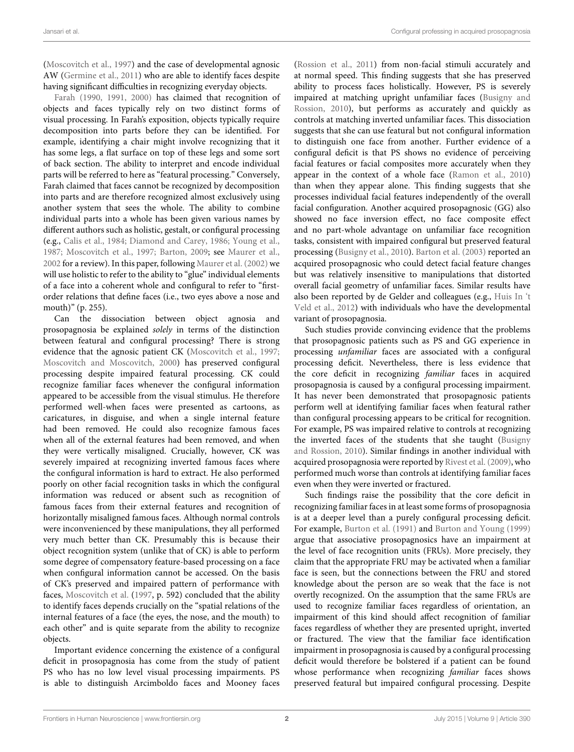(Moscovitch et al., 1997) and the case of developmental agnosic AW (Germine et al., 2011) who are able to identify faces despite having significant difficulties in recognizing everyday objects.

Farah (1990, 1991, 2000) has claimed that recognition of objects and faces typically rely on two distinct forms of visual processing. In Farah's exposition, objects typically require decomposition into parts before they can be identified. For example, identifying a chair might involve recognizing that it has some legs, a flat surface on top of these legs and some sort of back section. The ability to interpret and encode individual parts will be referred to here as "featural processing." Conversely, Farah claimed that faces cannot be recognized by decomposition into parts and are therefore recognized almost exclusively using another system that sees the whole. The ability to combine individual parts into a whole has been given various names by different authors such as holistic, gestalt, or configural processing (e.g., Calis et al., 1984; Diamond and Carey, 1986; Young et al., 1987; Moscovitch et al., 1997; Barton, 2009; see Maurer et al., 2002 for a review). In this paper, following Maurer et al. (2002) we will use holistic to refer to the ability to "glue" individual elements of a face into a coherent whole and configural to refer to "first-order relations that define faces (i.e., two eyes above a nose and mouth)" (p. 255).

Can the dissociation between object agnosia and prosopagnosia be explained *solely* in terms of the distinction between featural and configural processing? There is strong evidence that the agnosic patient CK (Moscovitch et al., 1997; Moscovitch and Moscovitch, 2000) has preserved configural processing despite impaired featural processing. CK could recognize familiar faces whenever the configural information appeared to be accessible from the visual stimulus. He therefore performed well-when faces were presented as cartoons, as caricatures, in disguise, and when a single internal feature had been removed. He could also recognize famous faces when all of the external features had been removed, and when they were vertically misaligned. Crucially, however, CK was severely impaired at recognizing inverted famous faces where the configural information is hard to extract. He also performed poorly on other facial recognition tasks in which the configural information was reduced or absent such as recognition of famous faces from their external features and recognition of horizontally misaligned famous faces. Although normal controls were inconvenienced by these manipulations, they all performed very much better than CK. Presumably this is because their object recognition system (unlike that of CK) is able to perform some degree of compensatory feature-based processing on a face when configural information cannot be accessed. On the basis of CK's preserved and impaired pattern of performance with faces, Moscovitch et al. (1997, p. 592) concluded that the ability to identify faces depends crucially on the "spatial relations of the internal features of a face (the eyes, the nose, and the mouth) to each other" and is quite separate from the ability to recognize objects.

Important evidence concerning the existence of a configural deficit in prosopagnosia has come from the study of patient PS who has no low level visual processing impairments. PS is able to distinguish Arcimboldo faces and Mooney faces (Rossion et al., 2011) from non-facial stimuli accurately and at normal speed. This finding suggests that she has preserved ability to process faces holistically. However, PS is severely impaired at matching upright unfamiliar faces (Busigny and Rossion, 2010), but performs as accurately and quickly as controls at matching inverted unfamiliar faces. This dissociation suggests that she can use featural but not configural information to distinguish one face from another. Further evidence of a configural deficit is that PS shows no evidence of perceiving facial features or facial composites more accurately when they appear in the context of a whole face (Ramon et al., 2010) than when they appear alone. This finding suggests that she processes individual facial features independently of the overall facial configuration. Another acquired prosopagnosic (GG) also showed no face inversion effect, no face composite effect and no part-whole advantage on unfamiliar face recognition tasks, consistent with impaired configural but preserved featural processing (Busigny et al., 2010). Barton et al. (2003) reported an acquired prosopagnosic who could detect facial feature changes but was relatively insensitive to manipulations that distorted overall facial geometry of unfamiliar faces. Similar results have also been reported by de Gelder and colleagues (e.g., Huis In 't Veld et al., 2012) with individuals who have the developmental variant of prosopagnosia.

Such studies provide convincing evidence that the problems that prosopagnosic patients such as PS and GG experience in processing *unfamiliar* faces are associated with a configural processing deficit. Nevertheless, there is less evidence that the core deficit in recognizing *familiar* faces in acquired prosopagnosia is caused by a configural processing impairment. It has never been demonstrated that prosopagnosic patients perform well at identifying familiar faces when featural rather than configural processing appears to be critical for recognition. For example, PS was impaired relative to controls at recognizing the inverted faces of the students that she taught (Busigny and Rossion, 2010). Similar findings in another individual with acquired prosopagnosia were reported by Rivest et al. (2009), who performed much worse than controls at identifying familiar faces even when they were inverted or fractured.

Such findings raise the possibility that the core deficit in recognizing familiar faces in at least some forms of prosopagnosia is at a deeper level than a purely configural processing deficit. For example, Burton et al. (1991) and Burton and Young (1999) argue that associative prosopagnosics have an impairment at the level of face recognition units (FRUs). More precisely, they claim that the appropriate FRU may be activated when a familiar face is seen, but the connections between the FRU and stored knowledge about the person are so weak that the face is not overtly recognized. On the assumption that the same FRUs are used to recognize familiar faces regardless of orientation, an impairment of this kind should affect recognition of familiar faces regardless of whether they are presented upright, inverted or fractured. The view that the familiar face identification impairment in prosopagnosia is caused by a configural processing deficit would therefore be bolstered if a patient can be found whose performance when recognizing *familiar* faces shows preserved featural but impaired configural processing. Despite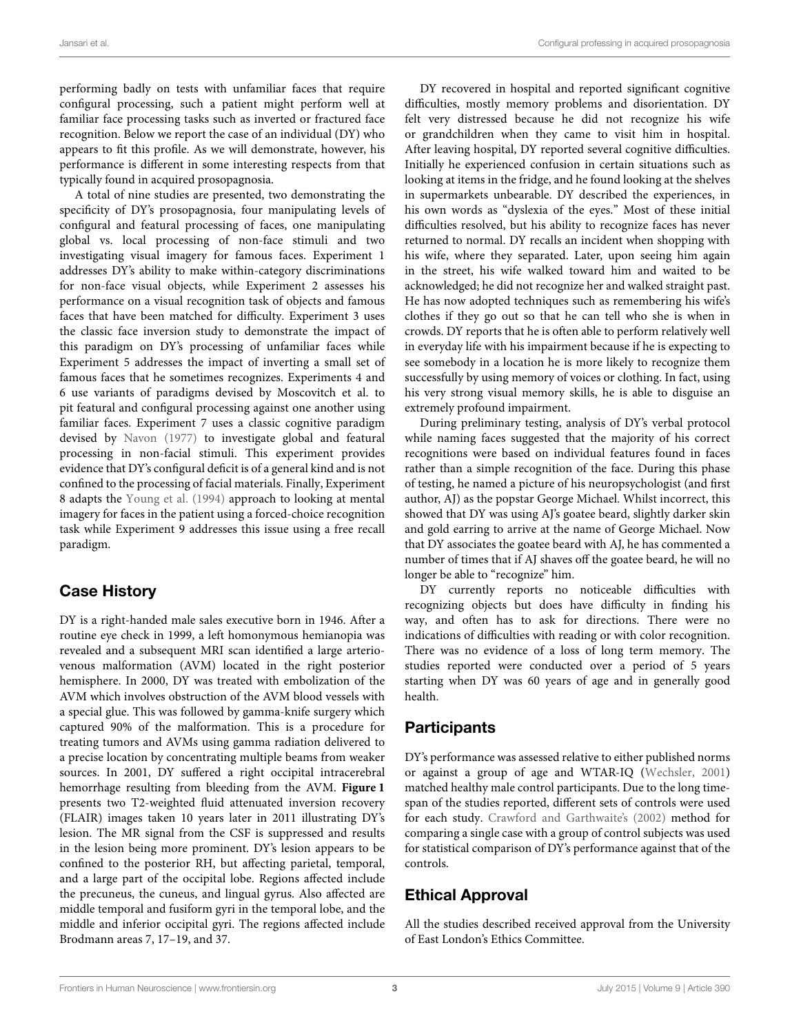performing badly on tests with unfamiliar faces that require configural processing, such a patient might perform well at familiar face processing tasks such as inverted or fractured face recognition. Below we report the case of an individual (DY) who appears to fit this profile. As we will demonstrate, however, his performance is different in some interesting respects from that typically found in acquired prosopagnosia.

A total of nine studies are presented, two demonstrating the specificity of DY's prosopagnosia, four manipulating levels of configural and featural processing of faces, one manipulating global vs. local processing of non-face stimuli and two investigating visual imagery for famous faces. Experiment 1 addresses DY's ability to make within-category discriminations for non-face visual objects, while Experiment 2 assesses his performance on a visual recognition task of objects and famous faces that have been matched for difficulty. Experiment 3 uses the classic face inversion study to demonstrate the impact of this paradigm on DY's processing of unfamiliar faces while Experiment 5 addresses the impact of inverting a small set of famous faces that he sometimes recognizes. Experiments 4 and 6 use variants of paradigms devised by Moscovitch et al. to pit featural and configural processing against one another using familiar faces. Experiment 7 uses a classic cognitive paradigm devised by Navon (1977) to investigate global and featural processing in non-facial stimuli. This experiment provides evidence that DY's configural deficit is of a general kind and is not confined to the processing of facial materials. Finally, Experiment 8 adapts the Young et al. (1994) approach to looking at mental imagery for faces in the patient using a forced-choice recognition task while Experiment 9 addresses this issue using a free recall paradigm.

## Case History

DY is a right-handed male sales executive born in 1946. After a routine eye check in 1999, a left homonymous hemianopia was revealed and a subsequent MRI scan identified a large arterio-venous malformation (AVM) located in the right posterior hemisphere. In 2000, DY was treated with embolization of the AVM which involves obstruction of the AVM blood vessels with a special glue. This was followed by gamma-knife surgery which captured 90% of the malformation. This is a procedure for treating tumors and AVMs using gamma radiation delivered to a precise location by concentrating multiple beams from weaker sources. In 2001, DY suffered a right occipital intracerebral hemorrhage resulting from bleeding from the AVM. **Figure 1** presents two T2-weighted fluid attenuated inversion recovery (FLAIR) images taken 10 years later in 2011 illustrating DY's lesion. The MR signal from the CSF is suppressed and results in the lesion being more prominent. DY's lesion appears to be confined to the posterior RH, but affecting parietal, temporal, and a large part of the occipital lobe. Regions affected include the precuneus, the cuneus, and lingual gyrus. Also affected are middle temporal and fusiform gyri in the temporal lobe, and the middle and inferior occipital gyri. The regions affected include Brodmann areas 7, 17–19, and 37.

DY recovered in hospital and reported significant cognitive difficulties, mostly memory problems and disorientation. DY felt very distressed because he did not recognize his wife or grandchildren when they came to visit him in hospital. After leaving hospital, DY reported several cognitive difficulties. Initially he experienced confusion in certain situations such as looking at items in the fridge, and he found looking at the shelves in supermarkets unbearable. DY described the experiences, in his own words as "dyslexia of the eyes." Most of these initial difficulties resolved, but his ability to recognize faces has never returned to normal. DY recalls an incident when shopping with his wife, where they separated. Later, upon seeing him again in the street, his wife walked toward him and waited to be acknowledged; he did not recognize her and walked straight past. He has now adopted techniques such as remembering his wife's clothes if they go out so that he can tell who she is when in crowds. DY reports that he is often able to perform relatively well in everyday life with his impairment because if he is expecting to see somebody in a location he is more likely to recognize them successfully by using memory of voices or clothing. In fact, using his very strong visual memory skills, he is able to disguise an extremely profound impairment.

During preliminary testing, analysis of DY's verbal protocol while naming faces suggested that the majority of his correct recognitions were based on individual features found in faces rather than a simple recognition of the face. During this phase of testing, he named a picture of his neuropsychologist (and first author, AJ) as the popstar George Michael. Whilst incorrect, this showed that DY was using AJ's goatee beard, slightly darker skin and gold earring to arrive at the name of George Michael. Now that DY associates the goatee beard with AJ, he has commented a number of times that if AJ shaves off the goatee beard, he will no longer be able to "recognize" him.

DY currently reports no noticeable difficulties with recognizing objects but does have difficulty in finding his way, and often has to ask for directions. There were no indications of difficulties with reading or with color recognition. There was no evidence of a loss of long term memory. The studies reported were conducted over a period of 5 years starting when DY was 60 years of age and in generally good health.

## Participants

DY's performance was assessed relative to either published norms or against a group of age and WTAR-IQ (Wechsler, 2001) matched healthy male control participants. Due to the long time-span of the studies reported, different sets of controls were used for each study. Crawford and Garthwaite's (2002) method for comparing a single case with a group of control subjects was used for statistical comparison of DY's performance against that of the controls.

## Ethical Approval

All the studies described received approval from the University of East London's Ethics Committee.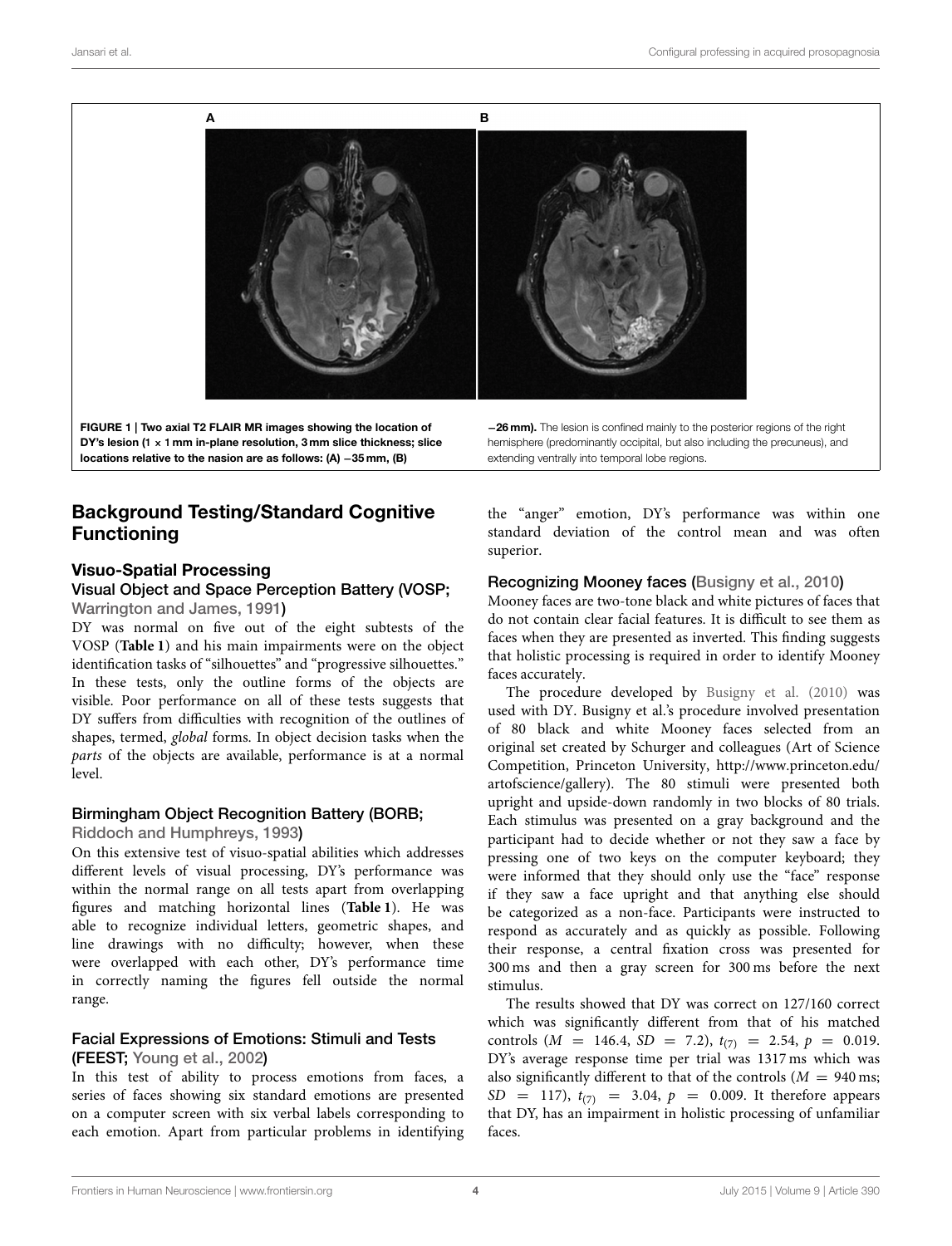FIGURE 1 | Two axial T2 FLAIR MR images showing the location of DY's lesion (1 × 1 mm in-plane resolution, 3 mm slice thickness; slice locations relative to the nasion are as follows: (A) −35 mm, (B) −26 mm). The lesion is confined mainly to the posterior regions of the right hemisphere (predominantly occipital, but also including the precuneus), and extending ventrally into temporal lobe regions.

## Background Testing/Standard Cognitive Functioning

### Visuo-Spatial Processing

#### Visual Object and Space Perception Battery (VOSP; Warrington and James, 1991)

DY was normal on five out of the eight subtests of the VOSP (**Table 1**) and his main impairments were on the object identification tasks of "silhouettes" and "progressive silhouettes." In these tests, only the outline forms of the objects are visible. Poor performance on all of these tests suggests that DY suffers from difficulties with recognition of the outlines of shapes, termed, *global* forms. In object decision tasks when the *parts* of the objects are available, performance is at a normal level.

#### Birmingham Object Recognition Battery (BORB; Riddoch and Humphreys, 1993)

On this extensive test of visuo-spatial abilities which addresses different levels of visual processing, DY's performance was within the normal range on all tests apart from overlapping figures and matching horizontal lines (**Table 1**). He was able to recognize individual letters, geometric shapes, and line drawings with no difficulty; however, when these were overlapped with each other, DY's performance time in correctly naming the figures fell outside the normal range.

#### Facial Expressions of Emotions: Stimuli and Tests (FEEST; Young et al., 2002)

In this test of ability to process emotions from faces, a series of faces showing six standard emotions are presented on a computer screen with six verbal labels corresponding to each emotion. Apart from particular problems in identifying the "anger" emotion, DY's performance was within one standard deviation of the control mean and was often superior.

#### Recognizing Mooney faces (Busigny et al., 2010)

Mooney faces are two-tone black and white pictures of faces that do not contain clear facial features. It is difficult to see them as faces when they are presented as inverted. This finding suggests that holistic processing is required in order to identify Mooney faces accurately.

The procedure developed by Busigny et al. (2010) was used with DY. Busigny et al.'s procedure involved presentation of 80 black and white Mooney faces selected from an original set created by Schurger and colleagues (Art of Science Competition, Princeton University, http://www.princeton.edu/artofscience/gallery). The 80 stimuli were presented both upright and upside-down randomly in two blocks of 80 trials. Each stimulus was presented on a gray background and the participant had to decide whether or not they saw a face by pressing one of two keys on the computer keyboard; they were informed that they should only use the "face" response if they saw a face upright and that anything else should be categorized as a non-face. Participants were instructed to respond as accurately and as quickly as possible. Following their response, a central fixation cross was presented for 300 ms and then a gray screen for 300 ms before the next stimulus.

The results showed that DY was correct on 127/160 correct which was significantly different from that of his matched controls ($M = 146.4$, $SD = 7.2$), $t_{(7)} = 2.54$, $p = 0.019$. DY's average response time per trial was 1317 ms which was also significantly different to that of the controls ($M = 940$ ms; $SD = 117$), $t_{(7)} = 3.04$, $p = 0.009$. It therefore appears that DY, has an impairment in holistic processing of unfamiliar faces.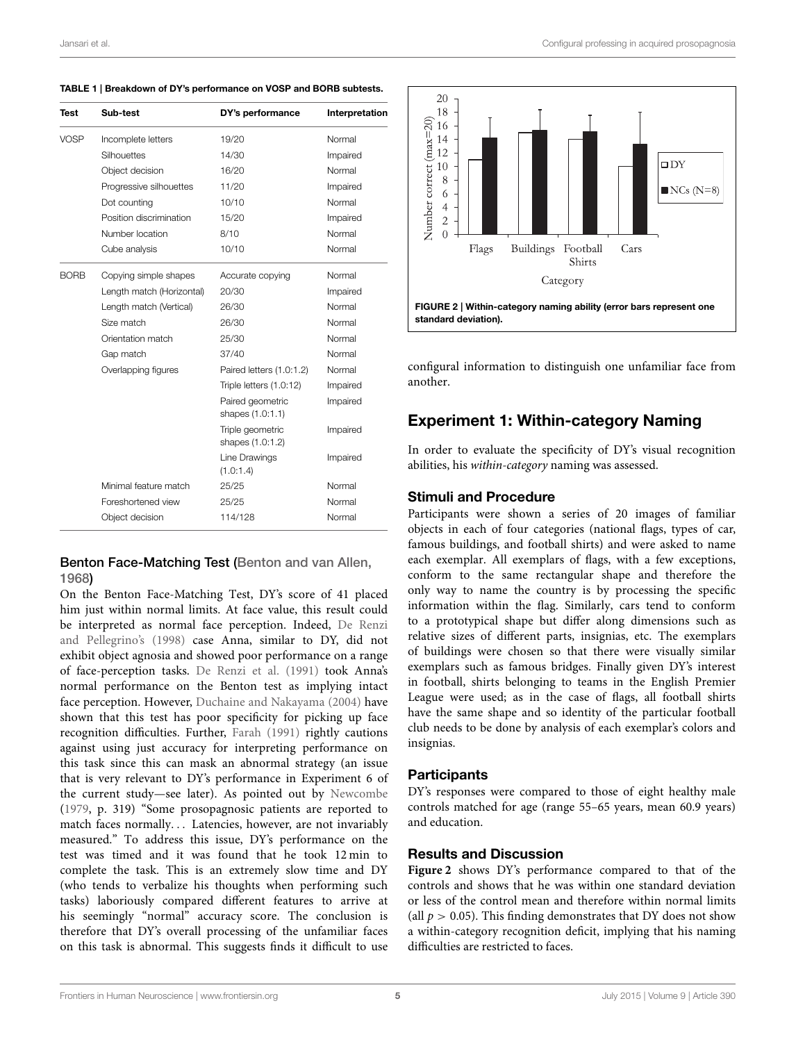**TABLE 1 | Breakdown of DY's performance on VOSP and BORB subtests.**

| Test | Sub-test | DY's performance | Interpretation |
|---|---|---|---|
| VOSP | Incomplete letters | 19/20 | Normal |
| | Silhouettes | 14/30 | Impaired |
| | Object decision | 16/20 | Normal |
| | Progressive silhouettes | 11/20 | Impaired |
| | Dot counting | 10/10 | Normal |
| | Position discrimination | 15/20 | Impaired |
| | Number location | 8/10 | Normal |
| | Cube analysis | 10/10 | Normal |
| BORB | Copying simple shapes | Accurate copying | Normal |
| | Length match (Horizontal) | 20/30 | Impaired |
| | Length match (Vertical) | 26/30 | Normal |
| | Size match | 26/30 | Normal |
| | Orientation match | 25/30 | Normal |
| | Gap match | 37/40 | Normal |
| | Overlapping figures | Paired letters (1.0:1.2) | Normal |
| | | Triple letters (1.0:12) | Impaired |
| | | Paired geometric shapes (1.0:1.1) | Impaired |
| | | Triple geometric shapes (1.0:1.2) | Impaired |
| | | Line Drawings (1.0:1.4) | Impaired |
| | Minimal feature match | 25/25 | Normal |
| | Foreshortened view | 25/25 | Normal |
| | Object decision | 114/128 | Normal |

### Benton Face-Matching Test (Benton and van Allen, 1968)

On the Benton Face-Matching Test, DY's score of 41 placed him just within normal limits. At face value, this result could be interpreted as normal face perception. Indeed, De Renzi and Pellegrino's (1998) case Anna, similar to DY, did not exhibit object agnosia and showed poor performance on a range of face-perception tasks. De Renzi et al. (1991) took Anna's normal performance on the Benton test as implying intact face perception. However, Duchaine and Nakayama (2004) have shown that this test has poor specificity for picking up face recognition difficulties. Further, Farah (1991) rightly cautions against using just accuracy for interpreting performance on this task since this can mask an abnormal strategy (an issue that is very relevant to DY's performance in Experiment 6 of the current study—see later). As pointed out by Newcombe (1979, p. 319) "Some prosopagnosic patients are reported to match faces normally. . . Latencies, however, are not invariably measured." To address this issue, DY's performance on the test was timed and it was found that he took 12 min to complete the task. This is an extremely slow time and DY (who tends to verbalize his thoughts when performing such tasks) laboriously compared different features to arrive at his seemingly "normal" accuracy score. The conclusion is therefore that DY's overall processing of the unfamiliar faces on this task is abnormal. This suggests finds it difficult to use configural information to distinguish one unfamiliar face from another.

**FIGURE 2 | Within-category naming ability (error bars represent one standard deviation).**

## Experiment 1: Within-category Naming

In order to evaluate the specificity of DY's visual recognition abilities, his *within-category* naming was assessed.

### Stimuli and Procedure

Participants were shown a series of 20 images of familiar objects in each of four categories (national flags, types of car, famous buildings, and football shirts) and were asked to name each exemplar. All exemplars of flags, with a few exceptions, conform to the same rectangular shape and therefore the only way to name the country is by processing the specific information within the flag. Similarly, cars tend to conform to a prototypical shape but differ along dimensions such as relative sizes of different parts, insignias, etc. The exemplars of buildings were chosen so that there were visually similar exemplars such as famous bridges. Finally given DY's interest in football, shirts belonging to teams in the English Premier League were used; as in the case of flags, all football shirts have the same shape and so identity of the particular football club needs to be done by analysis of each exemplar's colors and insignias.

### Participants

DY's responses were compared to those of eight healthy male controls matched for age (range 55–65 years, mean 60.9 years) and education.

### Results and Discussion

**Figure 2** shows DY's performance compared to that of the controls and shows that he was within one standard deviation or less of the control mean and therefore within normal limits (all $p > 0.05$). This finding demonstrates that DY does not show a within-category recognition deficit, implying that his naming difficulties are restricted to faces.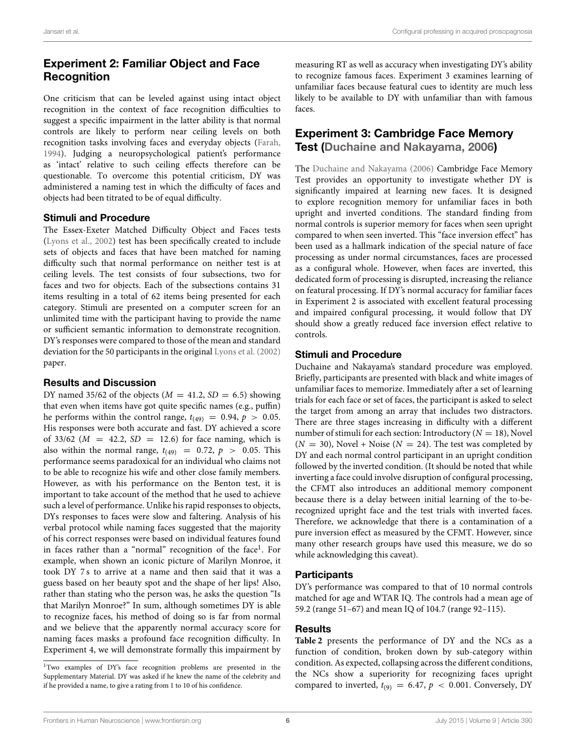## Experiment 2: Familiar Object and Face Recognition

One criticism that can be leveled against using intact object recognition in the context of face recognition difficulties to suggest a specific impairment in the latter ability is that normal controls are likely to perform near ceiling levels on both recognition tasks involving faces and everyday objects (Farah, 1994). Judging a neuropsychological patient's performance as 'intact' relative to such ceiling effects therefore can be questionable. To overcome this potential criticism, DY was administered a naming test in which the difficulty of faces and objects had been titrated to be of equal difficulty.

### Stimuli and Procedure

The Essex-Exeter Matched Difficulty Object and Faces tests (Lyons et al., 2002) test has been specifically created to include sets of objects and faces that have been matched for naming difficulty such that normal performance on neither test is at ceiling levels. The test consists of four subsections, two for faces and two for objects. Each of the subsections contains 31 items resulting in a total of 62 items being presented for each category. Stimuli are presented on a computer screen for an unlimited time with the participant having to provide the name or sufficient semantic information to demonstrate recognition. DY's responses were compared to those of the mean and standard deviation for the 50 participants in the original Lyons et al. (2002) paper.

### Results and Discussion

DY named 35/62 of the objects ($M = 41.2$, $SD = 6.5$) showing that even when items have got quite specific names (e.g., puffin) he performs within the control range, $t_{(49)} = 0.94$, $p > 0.05$. His responses were both accurate and fast. DY achieved a score of 33/62 ($M = 42.2$, $SD = 12.6$) for face naming, which is also within the normal range, $t_{(49)} = 0.72$, $p > 0.05$. This performance seems paradoxical for an individual who claims not to be able to recognize his wife and other close family members. However, as with his performance on the Benton test, it is important to take account of the method that he used to achieve such a level of performance. Unlike his rapid responses to objects, DYs responses to faces were slow and faltering. Analysis of his verbal protocol while naming faces suggested that the majority of his correct responses were based on individual features found in faces rather than a "normal" recognition of the face[1]. For example, when shown an iconic picture of Marilyn Monroe, it took DY 7 s to arrive at a name and then said that it was a guess based on her beauty spot and the shape of her lips! Also, rather than stating who the person was, he asks the question "Is that Marilyn Monroe?" In sum, although sometimes DY is able to recognize faces, his method of doing so is far from normal and we believe that the apparently normal accuracy score for naming faces masks a profound face recognition difficulty. In Experiment 4, we will demonstrate formally this impairment by measuring RT as well as accuracy when investigating DY's ability to recognize famous faces. Experiment 3 examines learning of unfamiliar faces because featural cues to identity are much less likely to be available to DY with unfamiliar than with famous faces.

[1]Two examples of DY's face recognition problems are presented in the Supplementary Material. DY was asked if he knew the name of the celebrity and if he provided a name, to give a rating from 1 to 10 of his confidence.

## Experiment 3: Cambridge Face Memory Test (Duchaine and Nakayama, 2006)

The Duchaine and Nakayama (2006) Cambridge Face Memory Test provides an opportunity to investigate whether DY is significantly impaired at learning new faces. It is designed to explore recognition memory for unfamiliar faces in both upright and inverted conditions. The standard finding from normal controls is superior memory for faces when seen upright compared to when seen inverted. This "face inversion effect" has been used as a hallmark indication of the special nature of face processing as under normal circumstances, faces are processed as a configural whole. However, when faces are inverted, this dedicated form of processing is disrupted, increasing the reliance on featural processing. If DY's normal accuracy for familiar faces in Experiment 2 is associated with excellent featural processing and impaired configural processing, it would follow that DY should show a greatly reduced face inversion effect relative to controls.

### Stimuli and Procedure

Duchaine and Nakayama's standard procedure was employed. Briefly, participants are presented with black and white images of unfamiliar faces to memorize. Immediately after a set of learning trials for each face or set of faces, the participant is asked to select the target from among an array that includes two distractors. There are three stages increasing in difficulty with a different number of stimuli for each section: Introductory ($N = 18$), Novel ($N = 30$), Novel + Noise ($N = 24$). The test was completed by DY and each normal control participant in an upright condition followed by the inverted condition. (It should be noted that while inverting a face could involve disruption of configural processing, the CFMT also introduces an additional memory component because there is a delay between initial learning of the to-be-recognized upright face and the test trials with inverted faces. Therefore, we acknowledge that there is a contamination of a pure inversion effect as measured by the CFMT. However, since many other research groups have used this measure, we do so while acknowledging this caveat).

### Participants

DY's performance was compared to that of 10 normal controls matched for age and WTAR IQ. The controls had a mean age of 59.2 (range 51–67) and mean IQ of 104.7 (range 92–115).

### Results

**Table 2** presents the performance of DY and the NCs as a function of condition, broken down by sub-category within condition. As expected, collapsing across the different conditions, the NCs show a superiority for recognizing faces upright compared to inverted, $t_{(9)} = 6.47$, $p < 0.001$. Conversely, DY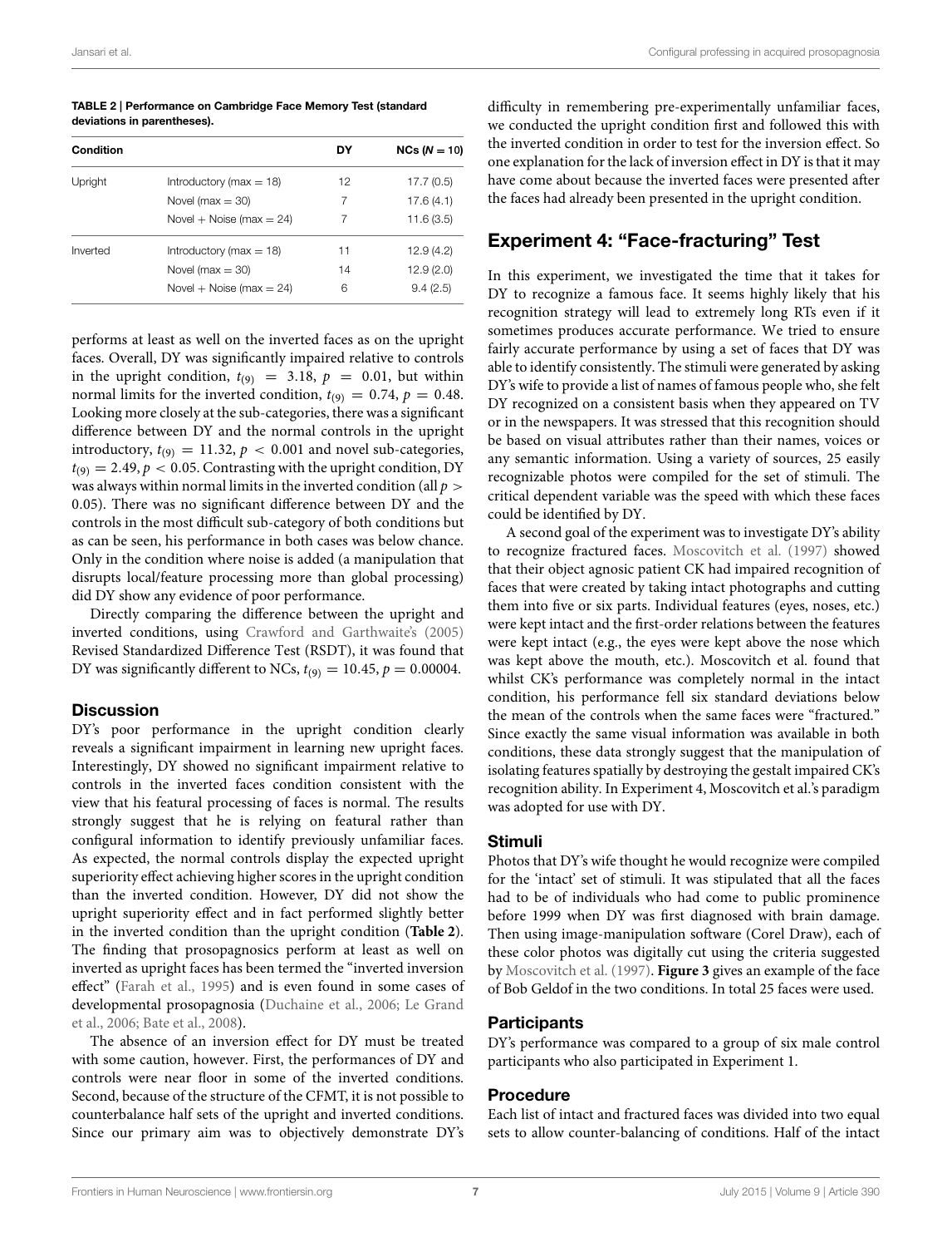**TABLE 2 | Performance on Cambridge Face Memory Test (standard deviations in parentheses).**

| Condition | | DY | NCs ($N = 10$) |
|---|---|---|---|
| Upright | Introductory (max = 18) | 12 | 17.7 (0.5) |
| | Novel (max = 30) | 7 | 17.6 (4.1) |
| | Novel + Noise (max = 24) | 7 | 11.6 (3.5) |
| Inverted | Introductory (max = 18) | 11 | 12.9 (4.2) |
| | Novel (max = 30) | 14 | 12.9 (2.0) |
| | Novel + Noise (max = 24) | 6 | 9.4 (2.5) |

performs at least as well on the inverted faces as on the upright faces. Overall, DY was significantly impaired relative to controls in the upright condition, $t_{(9)} = 3.18$, $p = 0.01$, but within normal limits for the inverted condition, $t_{(9)} = 0.74$, $p = 0.48$. Looking more closely at the sub-categories, there was a significant difference between DY and the normal controls in the upright introductory, $t_{(9)} = 11.32$, $p < 0.001$ and novel sub-categories, $t_{(9)} = 2.49$, $p < 0.05$. Contrasting with the upright condition, DY was always within normal limits in the inverted condition (all $p > 0.05$). There was no significant difference between DY and the controls in the most difficult sub-category of both conditions but as can be seen, his performance in both cases was below chance. Only in the condition where noise is added (a manipulation that disrupts local/feature processing more than global processing) did DY show any evidence of poor performance.

Directly comparing the difference between the upright and inverted conditions, using Crawford and Garthwaite's (2005) Revised Standardized Difference Test (RSDT), it was found that DY was significantly different to NCs, $t_{(9)} = 10.45$, $p = 0.00004$.

### Discussion

DY's poor performance in the upright condition clearly reveals a significant impairment in learning new upright faces. Interestingly, DY showed no significant impairment relative to controls in the inverted faces condition consistent with the view that his featural processing of faces is normal. The results strongly suggest that he is relying on featural rather than configural information to identify previously unfamiliar faces. As expected, the normal controls display the expected upright superiority effect achieving higher scores in the upright condition than the inverted condition. However, DY did not show the upright superiority effect and in fact performed slightly better in the inverted condition than the upright condition (**Table 2**). The finding that prosopagnosics perform at least as well on inverted as upright faces has been termed the "inverted inversion effect" (Farah et al., 1995) and is even found in some cases of developmental prosopagnosia (Duchaine et al., 2006; Le Grand et al., 2006; Bate et al., 2008).

The absence of an inversion effect for DY must be treated with some caution, however. First, the performances of DY and controls were near floor in some of the inverted conditions. Second, because of the structure of the CFMT, it is not possible to counterbalance half sets of the upright and inverted conditions. Since our primary aim was to objectively demonstrate DY's difficulty in remembering pre-experimentally unfamiliar faces, we conducted the upright condition first and followed this with the inverted condition in order to test for the inversion effect. So one explanation for the lack of inversion effect in DY is that it may have come about because the inverted faces were presented after the faces had already been presented in the upright condition.

## Experiment 4: "Face-fracturing" Test

In this experiment, we investigated the time that it takes for DY to recognize a famous face. It seems highly likely that his recognition strategy will lead to extremely long RTs even if it sometimes produces accurate performance. We tried to ensure fairly accurate performance by using a set of faces that DY was able to identify consistently. The stimuli were generated by asking DY's wife to provide a list of names of famous people who, she felt DY recognized on a consistent basis when they appeared on TV or in the newspapers. It was stressed that this recognition should be based on visual attributes rather than their names, voices or any semantic information. Using a variety of sources, 25 easily recognizable photos were compiled for the set of stimuli. The critical dependent variable was the speed with which these faces could be identified by DY.

A second goal of the experiment was to investigate DY's ability to recognize fractured faces. Moscovitch et al. (1997) showed that their object agnosic patient CK had impaired recognition of faces that were created by taking intact photographs and cutting them into five or six parts. Individual features (eyes, noses, etc.) were kept intact and the first-order relations between the features were kept intact (e.g., the eyes were kept above the nose which was kept above the mouth, etc.). Moscovitch et al. found that whilst CK's performance was completely normal in the intact condition, his performance fell six standard deviations below the mean of the controls when the same faces were "fractured." Since exactly the same visual information was available in both conditions, these data strongly suggest that the manipulation of isolating features spatially by destroying the gestalt impaired CK's recognition ability. In Experiment 4, Moscovitch et al.'s paradigm was adopted for use with DY.

### Stimuli

Photos that DY's wife thought he would recognize were compiled for the 'intact' set of stimuli. It was stipulated that all the faces had to be of individuals who had come to public prominence before 1999 when DY was first diagnosed with brain damage. Then using image-manipulation software (Corel Draw), each of these color photos was digitally cut using the criteria suggested by Moscovitch et al. (1997). **Figure 3** gives an example of the face of Bob Geldof in the two conditions. In total 25 faces were used.

### Participants

DY's performance was compared to a group of six male control participants who also participated in Experiment 1.

### Procedure

Each list of intact and fractured faces was divided into two equal sets to allow counter-balancing of conditions. Half of the intact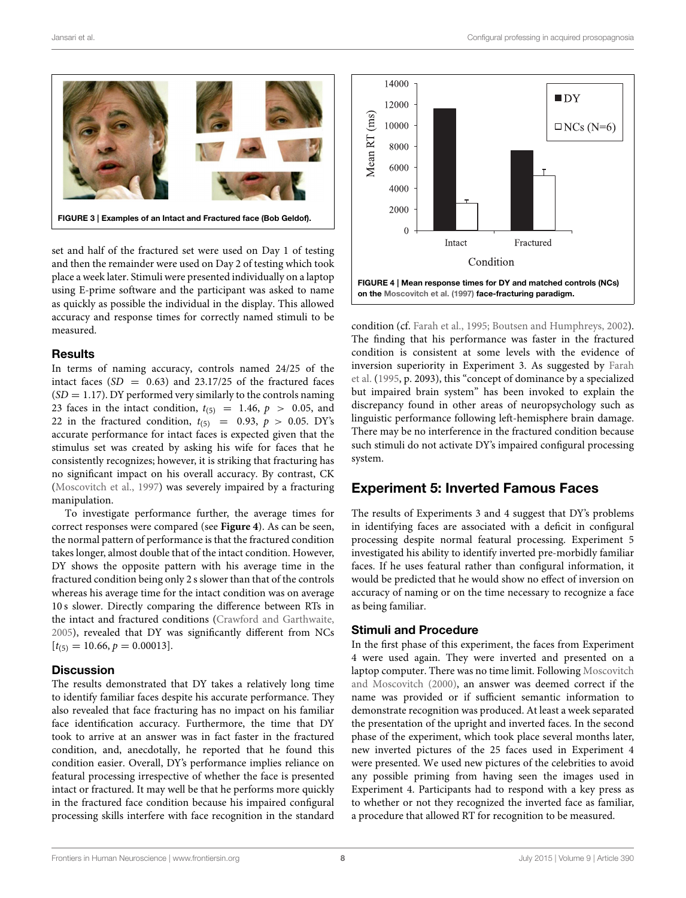FIGURE 3 | Examples of an Intact and Fractured face (Bob Geldof).

FIGURE 4 | Mean response times for DY and matched controls (NCs) on the Moscovitch et al. (1997) face-fracturing paradigm.

set and half of the fractured set were used on Day 1 of testing and then the remainder were used on Day 2 of testing which took place a week later. Stimuli were presented individually on a laptop using E-prime software and the participant was asked to name as quickly as possible the individual in the display. This allowed accuracy and response times for correctly named stimuli to be measured.

### Results

In terms of naming accuracy, controls named 24/25 of the intact faces ($SD = 0.63$) and 23.17/25 of the fractured faces ($SD = 1.17$). DY performed very similarly to the controls naming 23 faces in the intact condition, $t_{(5)} = 1.46$, $p > 0.05$, and 22 in the fractured condition, $t_{(5)} = 0.93$, $p > 0.05$. DY's accurate performance for intact faces is expected given that the stimulus set was created by asking his wife for faces that he consistently recognizes; however, it is striking that fracturing has no significant impact on his overall accuracy. By contrast, CK (Moscovitch et al., 1997) was severely impaired by a fracturing manipulation.

To investigate performance further, the average times for correct responses were compared (see **Figure 4**). As can be seen, the normal pattern of performance is that the fractured condition takes longer, almost double that of the intact condition. However, DY shows the opposite pattern with his average time in the fractured condition being only 2 s slower than that of the controls whereas his average time for the intact condition was on average 10 s slower. Directly comparing the difference between RTs in the intact and fractured conditions (Crawford and Garthwaite, 2005), revealed that DY was significantly different from NCs [$t_{(5)} = 10.66$, $p = 0.00013$].

### Discussion

The results demonstrated that DY takes a relatively long time to identify familiar faces despite his accurate performance. They also revealed that face fracturing has no impact on his familiar face identification accuracy. Furthermore, the time that DY took to arrive at an answer was in fact faster in the fractured condition, and, anecdotally, he reported that he found this condition easier. Overall, DY's performance implies reliance on featural processing irrespective of whether the face is presented intact or fractured. It may well be that he performs more quickly in the fractured face condition because his impaired configural processing skills interfere with face recognition in the standard condition (cf. Farah et al., 1995; Boutsen and Humphreys, 2002). The finding that his performance was faster in the fractured condition is consistent at some levels with the evidence of inversion superiority in Experiment 3. As suggested by Farah et al. (1995, p. 2093), this "concept of dominance by a specialized but impaired brain system" has been invoked to explain the discrepancy found in other areas of neuropsychology such as linguistic performance following left-hemisphere brain damage. There may be no interference in the fractured condition because such stimuli do not activate DY's impaired configural processing system.

## Experiment 5: Inverted Famous Faces

The results of Experiments 3 and 4 suggest that DY's problems in identifying faces are associated with a deficit in configural processing despite normal featural processing. Experiment 5 investigated his ability to identify inverted pre-morbidly familiar faces. If he uses featural rather than configural information, it would be predicted that he would show no effect of inversion on accuracy of naming or on the time necessary to recognize a face as being familiar.

### Stimuli and Procedure

In the first phase of this experiment, the faces from Experiment 4 were used again. They were inverted and presented on a laptop computer. There was no time limit. Following Moscovitch and Moscovitch (2000), an answer was deemed correct if the name was provided or if sufficient semantic information to demonstrate recognition was produced. At least a week separated the presentation of the upright and inverted faces. In the second phase of the experiment, which took place several months later, new inverted pictures of the 25 faces used in Experiment 4 were presented. We used new pictures of the celebrities to avoid any possible priming from having seen the images used in Experiment 4. Participants had to respond with a key press as to whether or not they recognized the inverted face as familiar, a procedure that allowed RT for recognition to be measured.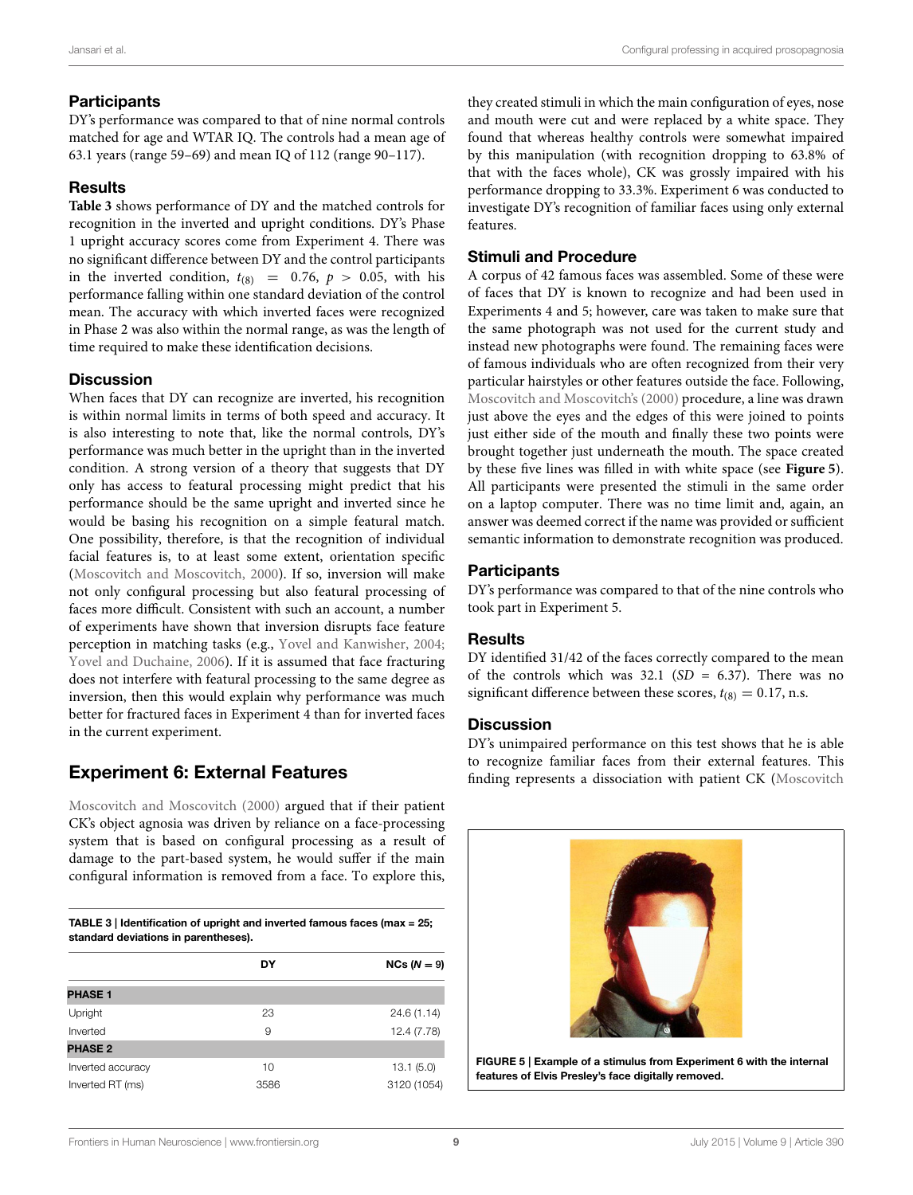### Participants

DY's performance was compared to that of nine normal controls matched for age and WTAR IQ. The controls had a mean age of 63.1 years (range 59–69) and mean IQ of 112 (range 90–117).

### Results

**Table 3** shows performance of DY and the matched controls for recognition in the inverted and upright conditions. DY's Phase 1 upright accuracy scores come from Experiment 4. There was no significant difference between DY and the control participants in the inverted condition, $t_{(8)} = 0.76$, $p > 0.05$, with his performance falling within one standard deviation of the control mean. The accuracy with which inverted faces were recognized in Phase 2 was also within the normal range, as was the length of time required to make these identification decisions.

### Discussion

When faces that DY can recognize are inverted, his recognition is within normal limits in terms of both speed and accuracy. It is also interesting to note that, like the normal controls, DY's performance was much better in the upright than in the inverted condition. A strong version of a theory that suggests that DY only has access to featural processing might predict that his performance should be the same upright and inverted since he would be basing his recognition on a simple featural match. One possibility, therefore, is that the recognition of individual facial features is, to at least some extent, orientation specific (Moscovitch and Moscovitch, 2000). If so, inversion will make not only configural processing but also featural processing of faces more difficult. Consistent with such an account, a number of experiments have shown that inversion disrupts face feature perception in matching tasks (e.g., Yovel and Kanwisher, 2004; Yovel and Duchaine, 2006). If it is assumed that face fracturing does not interfere with featural processing to the same degree as inversion, then this would explain why performance was much better for fractured faces in Experiment 4 than for inverted faces in the current experiment.

## Experiment 6: External Features

Moscovitch and Moscovitch (2000) argued that if their patient CK's object agnosia was driven by reliance on a face-processing system that is based on configural processing as a result of damage to the part-based system, he would suffer if the main configural information is removed from a face. To explore this, they created stimuli in which the main configuration of eyes, nose and mouth were cut and were replaced by a white space. They found that whereas healthy controls were somewhat impaired by this manipulation (with recognition dropping to 63.8% of that with the faces whole), CK was grossly impaired with his performance dropping to 33.3%. Experiment 6 was conducted to investigate DY's recognition of familiar faces using only external features.

**TABLE 3 | Identification of upright and inverted famous faces (max = 25; standard deviations in parentheses).**

| | DY | NCs ($N$ = 9) |
|---|---|---|
| **PHASE 1** | | |
| Upright | 23 | 24.6 (1.14) |
| Inverted | 9 | 12.4 (7.78) |
| **PHASE 2** | | |
| Inverted accuracy | 10 | 13.1 (5.0) |
| Inverted RT (ms) | 3586 | 3120 (1054) |

### Stimuli and Procedure

A corpus of 42 famous faces was assembled. Some of these were of faces that DY is known to recognize and had been used in Experiments 4 and 5; however, care was taken to make sure that the same photograph was not used for the current study and instead new photographs were found. The remaining faces were of famous individuals who are often recognized from their very particular hairstyles or other features outside the face. Following, Moscovitch and Moscovitch's (2000) procedure, a line was drawn just above the eyes and the edges of this were joined to points just either side of the mouth and finally these two points were brought together just underneath the mouth. The space created by these five lines was filled in with white space (see **Figure 5**). All participants were presented the stimuli in the same order on a laptop computer. There was no time limit and, again, an answer was deemed correct if the name was provided or sufficient semantic information to demonstrate recognition was produced.

### Participants

DY's performance was compared to that of the nine controls who took part in Experiment 5.

### Results

DY identified 31/42 of the faces correctly compared to the mean of the controls which was 32.1 ($SD$ = 6.37). There was no significant difference between these scores, $t_{(8)} = 0.17$, n.s.

### Discussion

DY's unimpaired performance on this test shows that he is able to recognize familiar faces from their external features. This finding represents a dissociation with patient CK (Moscovitch

**FIGURE 5 | Example of a stimulus from Experiment 6 with the internal features of Elvis Presley's face digitally removed.**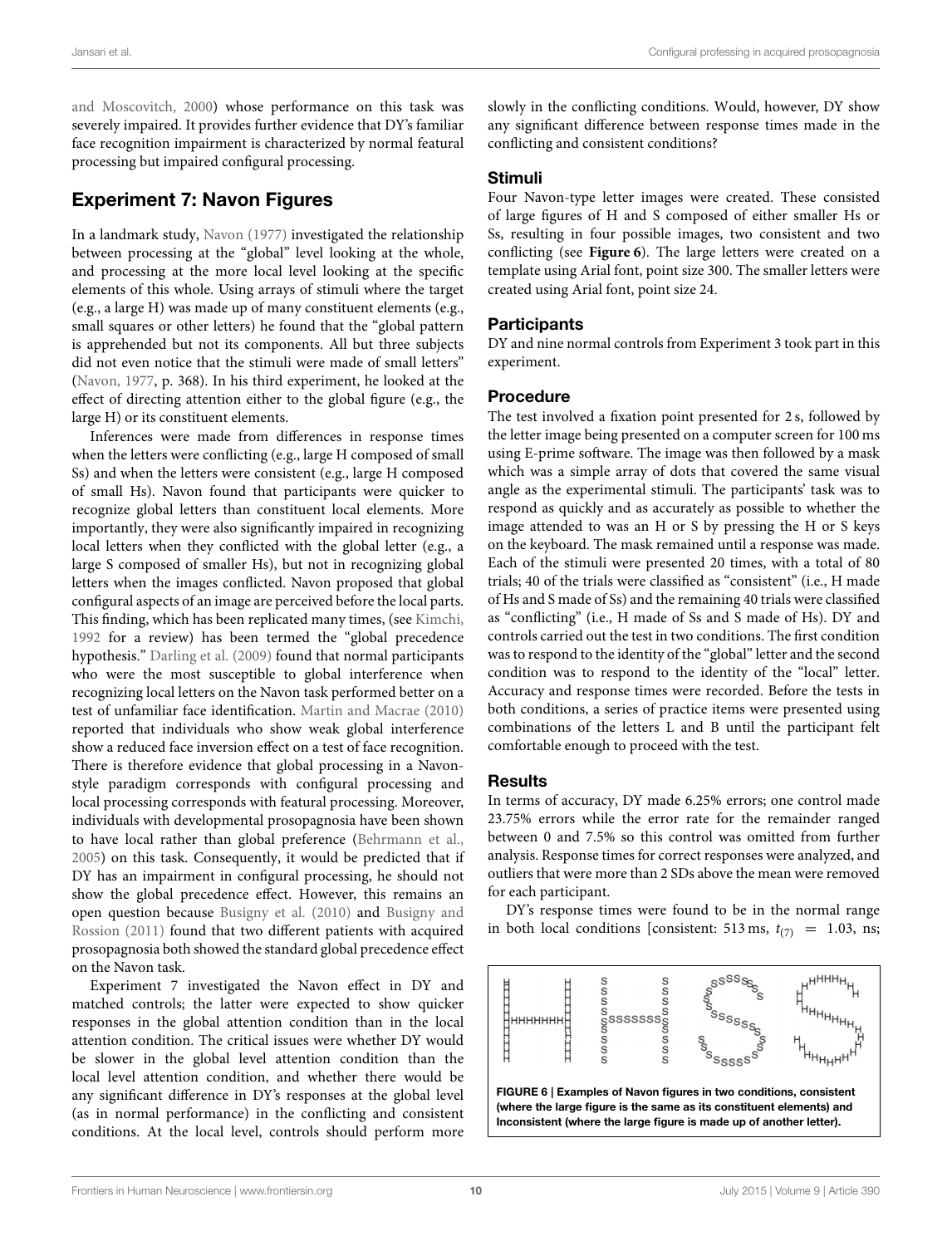and Moscovitch, 2000) whose performance on this task was severely impaired. It provides further evidence that DY's familiar face recognition impairment is characterized by normal featural processing but impaired configural processing.

## Experiment 7: Navon Figures

In a landmark study, Navon (1977) investigated the relationship between processing at the "global" level looking at the whole, and processing at the more local level looking at the specific elements of this whole. Using arrays of stimuli where the target (e.g., a large H) was made up of many constituent elements (e.g., small squares or other letters) he found that the "global pattern is apprehended but not its components. All but three subjects did not even notice that the stimuli were made of small letters" (Navon, 1977, p. 368). In his third experiment, he looked at the effect of directing attention either to the global figure (e.g., the large H) or its constituent elements.

Inferences were made from differences in response times when the letters were conflicting (e.g., large H composed of small Ss) and when the letters were consistent (e.g., large H composed of small Hs). Navon found that participants were quicker to recognize global letters than constituent local elements. More importantly, they were also significantly impaired in recognizing local letters when they conflicted with the global letter (e.g., a large S composed of smaller Hs), but not in recognizing global letters when the images conflicted. Navon proposed that global configural aspects of an image are perceived before the local parts. This finding, which has been replicated many times, (see Kimchi, 1992 for a review) has been termed the "global precedence hypothesis." Darling et al. (2009) found that normal participants who were the most susceptible to global interference when recognizing local letters on the Navon task performed better on a test of unfamiliar face identification. Martin and Macrae (2010) reported that individuals who show weak global interference show a reduced face inversion effect on a test of face recognition. There is therefore evidence that global processing in a Navon-style paradigm corresponds with configural processing and local processing corresponds with featural processing. Moreover, individuals with developmental prosopagnosia have been shown to have local rather than global preference (Behrmann et al., 2005) on this task. Consequently, it would be predicted that if DY has an impairment in configural processing, he should not show the global precedence effect. However, this remains an open question because Busigny et al. (2010) and Busigny and Rossion (2011) found that two different patients with acquired prosopagnosia both showed the standard global precedence effect on the Navon task.

Experiment 7 investigated the Navon effect in DY and matched controls; the latter were expected to show quicker responses in the global attention condition than in the local attention condition. The critical issues were whether DY would be slower in the global level attention condition than the local level attention condition, and whether there would be any significant difference in DY's responses at the global level (as in normal performance) in the conflicting and consistent conditions. At the local level, controls should perform more slowly in the conflicting conditions. Would, however, DY show any significant difference between response times made in the conflicting and consistent conditions?

### Stimuli

Four Navon-type letter images were created. These consisted of large figures of H and S composed of either smaller Hs or Ss, resulting in four possible images, two consistent and two conflicting (see **Figure 6**). The large letters were created on a template using Arial font, point size 300. The smaller letters were created using Arial font, point size 24.

### Participants

DY and nine normal controls from Experiment 3 took part in this experiment.

### Procedure

The test involved a fixation point presented for 2 s, followed by the letter image being presented on a computer screen for 100 ms using E-prime software. The image was then followed by a mask which was a simple array of dots that covered the same visual angle as the experimental stimuli. The participants' task was to respond as quickly and as accurately as possible to whether the image attended to was an H or S by pressing the H or S keys on the keyboard. The mask remained until a response was made. Each of the stimuli were presented 20 times, with a total of 80 trials; 40 of the trials were classified as "consistent" (i.e., H made of Hs and S made of Ss) and the remaining 40 trials were classified as "conflicting" (i.e., H made of Ss and S made of Hs). DY and controls carried out the test in two conditions. The first condition was to respond to the identity of the "global" letter and the second condition was to respond to the identity of the "local" letter. Accuracy and response times were recorded. Before the tests in both conditions, a series of practice items were presented using combinations of the letters L and B until the participant felt comfortable enough to proceed with the test.

### Results

In terms of accuracy, DY made 6.25% errors; one control made 23.75% errors while the error rate for the remainder ranged between 0 and 7.5% so this control was omitted from further analysis. Response times for correct responses were analyzed, and outliers that were more than 2 SDs above the mean were removed for each participant.

DY's response times were found to be in the normal range in both local conditions [consistent: 513 ms, $t_{(7)} = 1.03$, ns;

**FIGURE 6 | Examples of Navon figures in two conditions, consistent (where the large figure is the same as its constituent elements) and Inconsistent (where the large figure is made up of another letter).**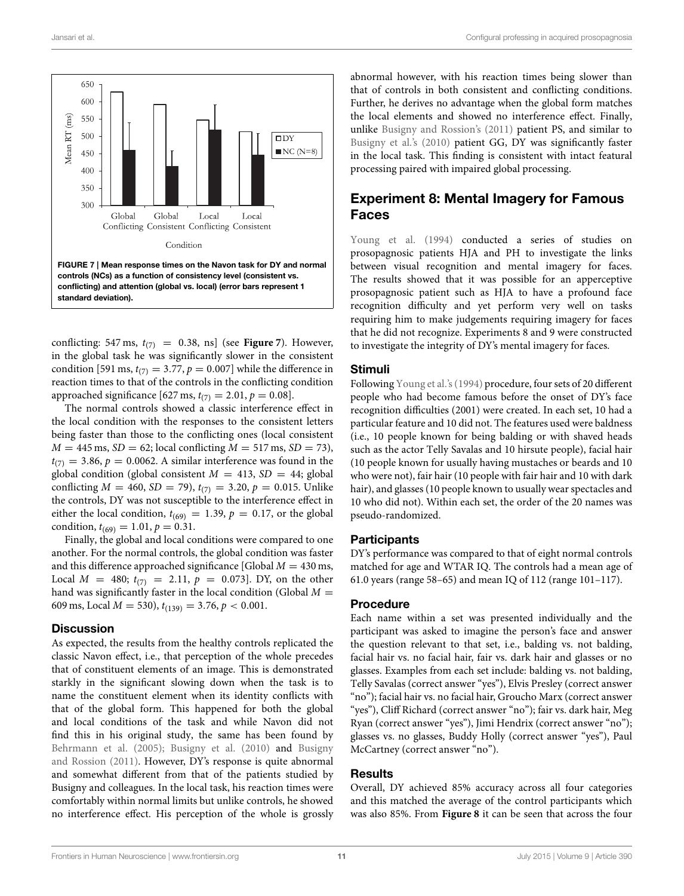FIGURE 7 | Mean response times on the Navon task for DY and normal controls (NCs) as a function of consistency level (consistent vs. conflicting) and attention (global vs. local) (error bars represent 1 standard deviation).

conflicting: 547 ms, $t_{(7)} = 0.38$, ns] (see **Figure 7**). However, in the global task he was significantly slower in the consistent condition [591 ms, $t_{(7)} = 3.77$, $p = 0.007$] while the difference in reaction times to that of the controls in the conflicting condition approached significance [627 ms, $t_{(7)} = 2.01$, $p = 0.08$].

The normal controls showed a classic interference effect in the local condition with the responses to the consistent letters being faster than those to the conflicting ones (local consistent $M = 445$ ms, $SD = 62$; local conflicting $M = 517$ ms, $SD = 73$), $t_{(7)} = 3.86$, $p = 0.0062$. A similar interference was found in the global condition (global consistent $M = 413$, $SD = 44$; global conflicting $M = 460$, $SD = 79$), $t_{(7)} = 3.20$, $p = 0.015$. Unlike the controls, DY was not susceptible to the interference effect in either the local condition, $t_{(69)} = 1.39$, $p = 0.17$, or the global condition, $t_{(69)} = 1.01$, $p = 0.31$.

Finally, the global and local conditions were compared to one another. For the normal controls, the global condition was faster and this difference approached significance [Global $M = 430$ ms, Local $M = 480$; $t_{(7)} = 2.11$, $p = 0.073$]. DY, on the other hand was significantly faster in the local condition (Global $M = 609$ ms, Local $M = 530$), $t_{(139)} = 3.76$, $p < 0.001$.

### Discussion

As expected, the results from the healthy controls replicated the classic Navon effect, i.e., that perception of the whole precedes that of constituent elements of an image. This is demonstrated starkly in the significant slowing down when the task is to name the constituent element when its identity conflicts with that of the global form. This happened for both the global and local conditions of the task and while Navon did not find this in his original study, the same has been found by Behrmann et al. (2005); Busigny et al. (2010) and Busigny and Rossion (2011). However, DY's response is quite abnormal and somewhat different from that of the patients studied by Busigny and colleagues. In the local task, his reaction times were comfortably within normal limits but unlike controls, he showed no interference effect. His perception of the whole is grossly abnormal however, with his reaction times being slower than that of controls in both consistent and conflicting conditions. Further, he derives no advantage when the global form matches the local elements and showed no interference effect. Finally, unlike Busigny and Rossion's (2011) patient PS, and similar to Busigny et al.'s (2010) patient GG, DY was significantly faster in the local task. This finding is consistent with intact featural processing paired with impaired global processing.

## Experiment 8: Mental Imagery for Famous Faces

Young et al. (1994) conducted a series of studies on prosopagnosic patients HJA and PH to investigate the links between visual recognition and mental imagery for faces. The results showed that it was possible for an apperceptive prosopagnosic patient such as HJA to have a profound face recognition difficulty and yet perform very well on tasks requiring him to make judgements requiring imagery for faces that he did not recognize. Experiments 8 and 9 were constructed to investigate the integrity of DY's mental imagery for faces.

### Stimuli

Following Young et al.'s (1994) procedure, four sets of 20 different people who had become famous before the onset of DY's face recognition difficulties (2001) were created. In each set, 10 had a particular feature and 10 did not. The features used were baldness (i.e., 10 people known for being balding or with shaved heads such as the actor Telly Savalas and 10 hirsute people), facial hair (10 people known for usually having mustaches or beards and 10 who were not), fair hair (10 people with fair hair and 10 with dark hair), and glasses (10 people known to usually wear spectacles and 10 who did not). Within each set, the order of the 20 names was pseudo-randomized.

### Participants

DY's performance was compared to that of eight normal controls matched for age and WTAR IQ. The controls had a mean age of 61.0 years (range 58–65) and mean IQ of 112 (range 101–117).

### Procedure

Each name within a set was presented individually and the participant was asked to imagine the person's face and answer the question relevant to that set, i.e., balding vs. not balding, facial hair vs. no facial hair, fair vs. dark hair and glasses or no glasses. Examples from each set include: balding vs. not balding, Telly Savalas (correct answer "yes"), Elvis Presley (correct answer "no"); facial hair vs. no facial hair, Groucho Marx (correct answer "yes"), Cliff Richard (correct answer "no"); fair vs. dark hair, Meg Ryan (correct answer "yes"), Jimi Hendrix (correct answer "no"); glasses vs. no glasses, Buddy Holly (correct answer "yes"), Paul McCartney (correct answer "no").

### Results

Overall, DY achieved 85% accuracy across all four categories and this matched the average of the control participants which was also 85%. From **Figure 8** it can be seen that across the four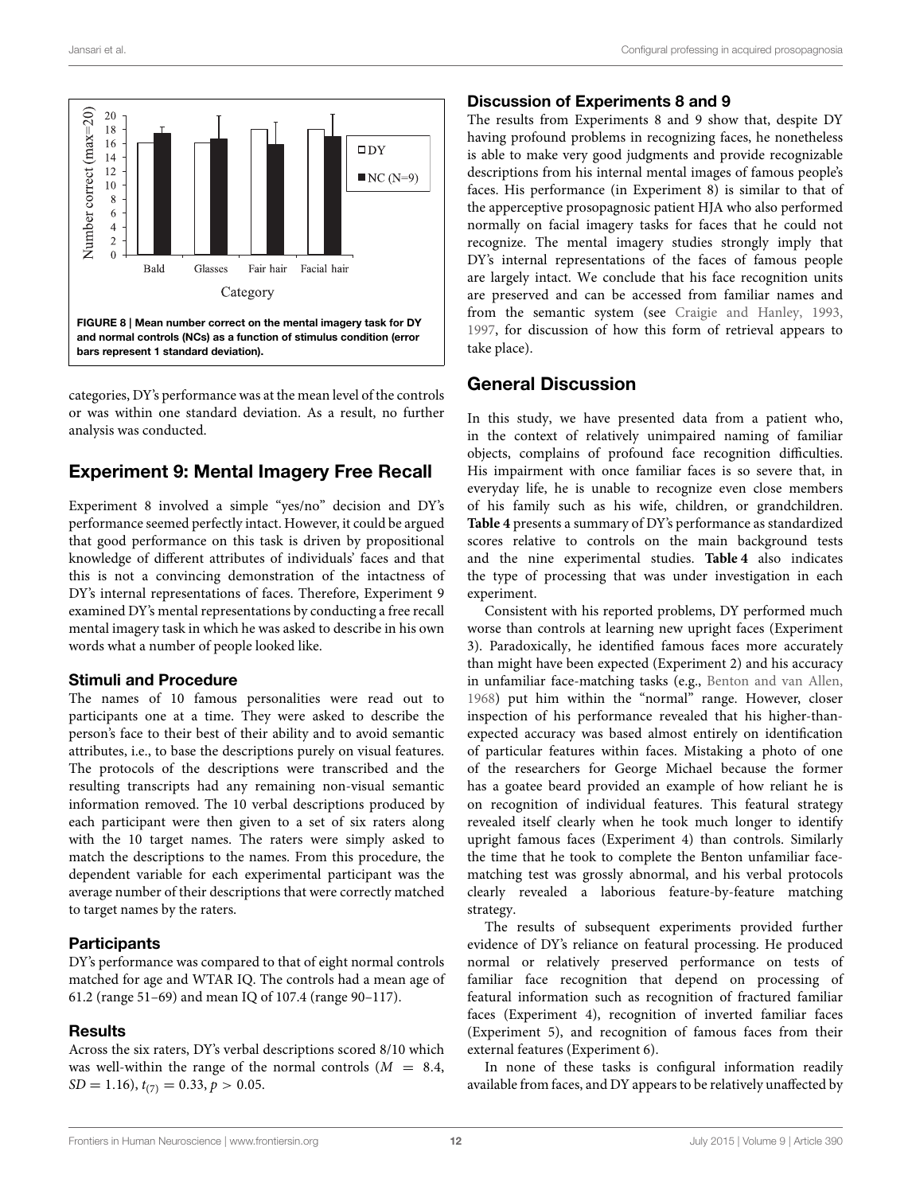FIGURE 8 | Mean number correct on the mental imagery task for DY and normal controls (NCs) as a function of stimulus condition (error bars represent 1 standard deviation).

categories, DY's performance was at the mean level of the controls or was within one standard deviation. As a result, no further analysis was conducted.

## Experiment 9: Mental Imagery Free Recall

Experiment 8 involved a simple "yes/no" decision and DY's performance seemed perfectly intact. However, it could be argued that good performance on this task is driven by propositional knowledge of different attributes of individuals' faces and that this is not a convincing demonstration of the intactness of DY's internal representations of faces. Therefore, Experiment 9 examined DY's mental representations by conducting a free recall mental imagery task in which he was asked to describe in his own words what a number of people looked like.

### Stimuli and Procedure

The names of 10 famous personalities were read out to participants one at a time. They were asked to describe the person's face to their best of their ability and to avoid semantic attributes, i.e., to base the descriptions purely on visual features. The protocols of the descriptions were transcribed and the resulting transcripts had any remaining non-visual semantic information removed. The 10 verbal descriptions produced by each participant were then given to a set of six raters along with the 10 target names. The raters were simply asked to match the descriptions to the names. From this procedure, the dependent variable for each experimental participant was the average number of their descriptions that were correctly matched to target names by the raters.

### Participants

DY's performance was compared to that of eight normal controls matched for age and WTAR IQ. The controls had a mean age of 61.2 (range 51–69) and mean IQ of 107.4 (range 90–117).

### Results

Across the six raters, DY's verbal descriptions scored 8/10 which was well-within the range of the normal controls ($M = 8.4$, $SD = 1.16$), $t_{(7)} = 0.33$, $p > 0.05$.

### Discussion of Experiments 8 and 9

The results from Experiments 8 and 9 show that, despite DY having profound problems in recognizing faces, he nonetheless is able to make very good judgments and provide recognizable descriptions from his internal mental images of famous people's faces. His performance (in Experiment 8) is similar to that of the apperceptive prosopagnosic patient HJA who also performed normally on facial imagery tasks for faces that he could not recognize. The mental imagery studies strongly imply that DY's internal representations of the faces of famous people are largely intact. We conclude that his face recognition units are preserved and can be accessed from familiar names and from the semantic system (see Craigie and Hanley, 1993, 1997, for discussion of how this form of retrieval appears to take place).

## General Discussion

In this study, we have presented data from a patient who, in the context of relatively unimpaired naming of familiar objects, complains of profound face recognition difficulties. His impairment with once familiar faces is so severe that, in everyday life, he is unable to recognize even close members of his family such as his wife, children, or grandchildren. **Table 4** presents a summary of DY's performance as standardized scores relative to controls on the main background tests and the nine experimental studies. **Table 4** also indicates the type of processing that was under investigation in each experiment.

Consistent with his reported problems, DY performed much worse than controls at learning new upright faces (Experiment 3). Paradoxically, he identified famous faces more accurately than might have been expected (Experiment 2) and his accuracy in unfamiliar face-matching tasks (e.g., Benton and van Allen, 1968) put him within the "normal" range. However, closer inspection of his performance revealed that his higher-than-expected accuracy was based almost entirely on identification of particular features within faces. Mistaking a photo of one of the researchers for George Michael because the former has a goatee beard provided an example of how reliant he is on recognition of individual features. This featural strategy revealed itself clearly when he took much longer to identify upright famous faces (Experiment 4) than controls. Similarly the time that he took to complete the Benton unfamiliar face-matching test was grossly abnormal, and his verbal protocols clearly revealed a laborious feature-by-feature matching strategy.

The results of subsequent experiments provided further evidence of DY's reliance on featural processing. He produced normal or relatively preserved performance on tests of familiar face recognition that depend on processing of featural information such as recognition of fractured familiar faces (Experiment 4), recognition of inverted familiar faces (Experiment 5), and recognition of famous faces from their external features (Experiment 6).

In none of these tasks is configural information readily available from faces, and DY appears to be relatively unaffected by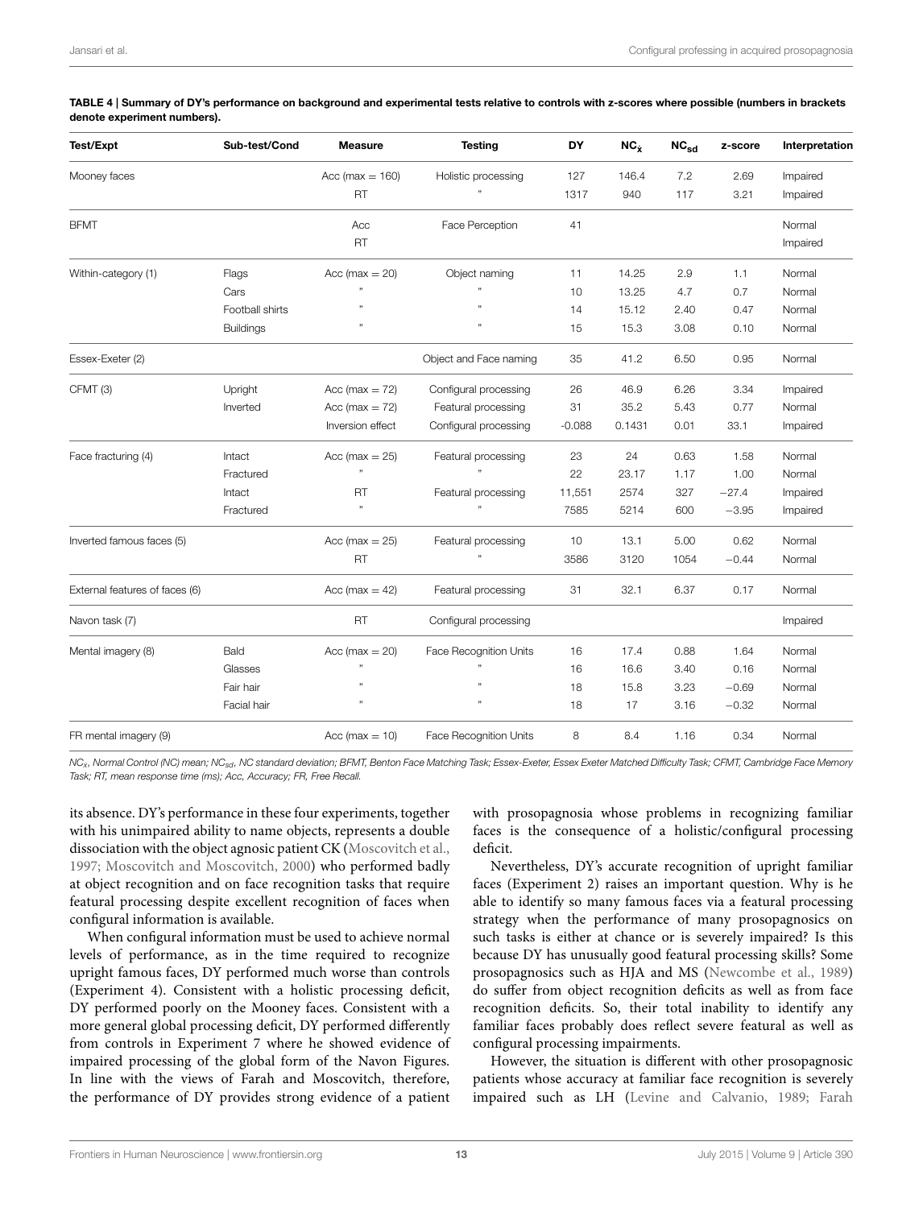**TABLE 4 | Summary of DY's performance on background and experimental tests relative to controls with z-scores where possible (numbers in brackets denote experiment numbers).**

| Test/Expt | Sub-test/Cond | Measure | Testing | DY | $NC_{\bar{x}}$ | $NC_{sd}$ | z-score | Interpretation |
|---|---|---|---|---|---|---|---|---|
| Mooney faces | | Acc (max = 160) | Holistic processing | 127 | 146.4 | 7.2 | 2.69 | Impaired |
| | | RT | " | 1317 | 940 | 117 | 3.21 | Impaired |
| BFMT | | Acc | Face Perception | 41 | | | | Normal |
| | | RT | | | | | | Impaired |
| Within-category (1) | Flags | Acc (max = 20) | Object naming | 11 | 14.25 | 2.9 | 1.1 | Normal |
| | Cars | " | " | 10 | 13.25 | 4.7 | 0.7 | Normal |
| | Football shirts | " | " | 14 | 15.12 | 2.40 | 0.47 | Normal |
| | Buildings | " | " | 15 | 15.3 | 3.08 | 0.10 | Normal |
| Essex-Exeter (2) | | | Object and Face naming | 35 | 41.2 | 6.50 | 0.95 | Normal |
| CFMT (3) | Upright | Acc (max = 72) | Configural processing | 26 | 46.9 | 6.26 | 3.34 | Impaired |
| | Inverted | Acc (max = 72) | Featural processing | 31 | 35.2 | 5.43 | 0.77 | Normal |
| | | Inversion effect | Configural processing | -0.088 | 0.1431 | 0.01 | 33.1 | Impaired |
| Face fracturing (4) | Intact | Acc (max = 25) | Featural processing | 23 | 24 | 0.63 | 1.58 | Normal |
| | Fractured | " | " | 22 | 23.17 | 1.17 | 1.00 | Normal |
| | Intact | RT | Featural processing | 11,551 | 2574 | 327 | −27.4 | Impaired |
| | Fractured | " | " | 7585 | 5214 | 600 | −3.95 | Impaired |
| Inverted famous faces (5) | | Acc (max = 25) | Featural processing | 10 | 13.1 | 5.00 | 0.62 | Normal |
| | | RT | " | 3586 | 3120 | 1054 | −0.44 | Normal |
| External features of faces (6) | | Acc (max = 42) | Featural processing | 31 | 32.1 | 6.37 | 0.17 | Normal |
| Navon task (7) | | RT | Configural processing | | | | | Impaired |
| Mental imagery (8) | Bald | Acc (max = 20) | Face Recognition Units | 16 | 17.4 | 0.88 | 1.64 | Normal |
| | Glasses | " | " | 16 | 16.6 | 3.40 | 0.16 | Normal |
| | Fair hair | " | " | 18 | 15.8 | 3.23 | −0.69 | Normal |
| | Facial hair | " | " | 18 | 17 | 3.16 | −0.32 | Normal |
| FR mental imagery (9) | | Acc (max = 10) | Face Recognition Units | 8 | 8.4 | 1.16 | 0.34 | Normal |

*$NC_{\bar{x}}$, Normal Control (NC) mean; $NC_{sd}$, NC standard deviation; BFMT, Benton Face Matching Task; Essex-Exeter, Essex Exeter Matched Difficulty Task; CFMT, Cambridge Face Memory Task; RT, mean response time (ms); Acc, Accuracy; FR, Free Recall.*

its absence. DY's performance in these four experiments, together with his unimpaired ability to name objects, represents a double dissociation with the object agnosic patient CK (Moscovitch et al., 1997; Moscovitch and Moscovitch, 2000) who performed badly at object recognition and on face recognition tasks that require featural processing despite excellent recognition of faces when configural information is available.

When configural information must be used to achieve normal levels of performance, as in the time required to recognize upright famous faces, DY performed much worse than controls (Experiment 4). Consistent with a holistic processing deficit, DY performed poorly on the Mooney faces. Consistent with a more general global processing deficit, DY performed differently from controls in Experiment 7 where he showed evidence of impaired processing of the global form of the Navon Figures. In line with the views of Farah and Moscovitch, therefore, the performance of DY provides strong evidence of a patient with prosopagnosia whose problems in recognizing familiar faces is the consequence of a holistic/configural processing deficit.

Nevertheless, DY's accurate recognition of upright familiar faces (Experiment 2) raises an important question. Why is he able to identify so many famous faces via a featural processing strategy when the performance of many prosopagnosics on such tasks is either at chance or is severely impaired? Is this because DY has unusually good featural processing skills? Some prosopagnosics such as HJA and MS (Newcombe et al., 1989) do suffer from object recognition deficits as well as from face recognition deficits. So, their total inability to identify any familiar faces probably does reflect severe featural as well as configural processing impairments.

However, the situation is different with other prosopagnosic patients whose accuracy at familiar face recognition is severely impaired such as LH (Levine and Calvanio, 1989; Farah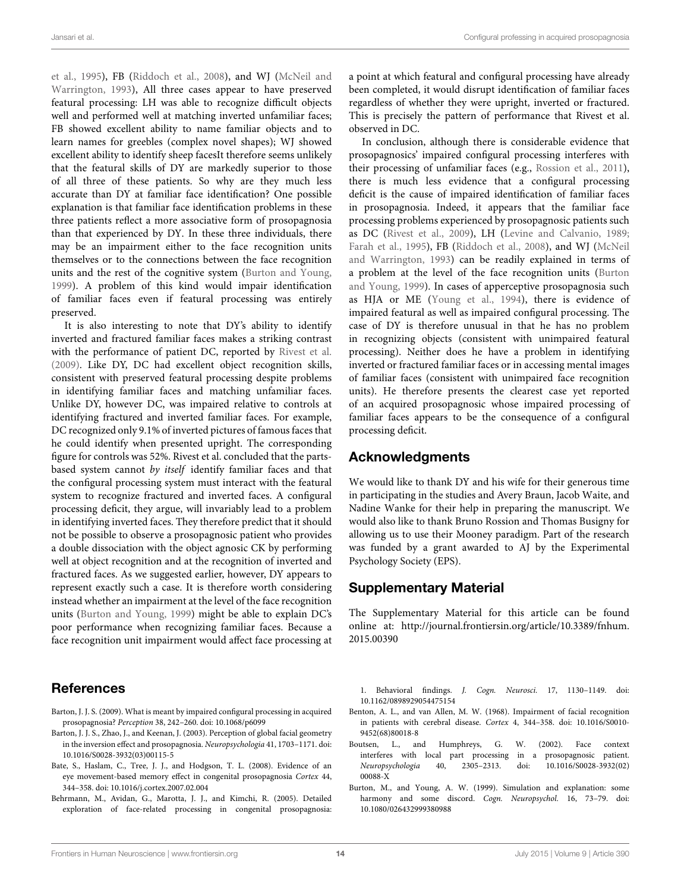et al., 1995), FB (Riddoch et al., 2008), and WJ (McNeil and Warrington, 1993), All three cases appear to have preserved featural processing: LH was able to recognize difficult objects well and performed well at matching inverted unfamiliar faces; FB showed excellent ability to name familiar objects and to learn names for greebles (complex novel shapes); WJ showed excellent ability to identify sheep facesIt therefore seems unlikely that the featural skills of DY are markedly superior to those of all three of these patients. So why are they much less accurate than DY at familiar face identification? One possible explanation is that familiar face identification problems in these three patients reflect a more associative form of prosopagnosia than that experienced by DY. In these three individuals, there may be an impairment either to the face recognition units themselves or to the connections between the face recognition units and the rest of the cognitive system (Burton and Young, 1999). A problem of this kind would impair identification of familiar faces even if featural processing was entirely preserved.

It is also interesting to note that DY's ability to identify inverted and fractured familiar faces makes a striking contrast with the performance of patient DC, reported by Rivest et al. (2009). Like DY, DC had excellent object recognition skills, consistent with preserved featural processing despite problems in identifying familiar faces and matching unfamiliar faces. Unlike DY, however DC, was impaired relative to controls at identifying fractured and inverted familiar faces. For example, DC recognized only 9.1% of inverted pictures of famous faces that he could identify when presented upright. The corresponding figure for controls was 52%. Rivest et al. concluded that the parts-based system cannot *by itself* identify familiar faces and that the configural processing system must interact with the featural system to recognize fractured and inverted faces. A configural processing deficit, they argue, will invariably lead to a problem in identifying inverted faces. They therefore predict that it should not be possible to observe a prosopagnosic patient who provides a double dissociation with the object agnosic CK by performing well at object recognition and at the recognition of inverted and fractured faces. As we suggested earlier, however, DY appears to represent exactly such a case. It is therefore worth considering instead whether an impairment at the level of the face recognition units (Burton and Young, 1999) might be able to explain DC's poor performance when recognizing familiar faces. Because a face recognition unit impairment would affect face processing at a point at which featural and configural processing have already been completed, it would disrupt identification of familiar faces regardless of whether they were upright, inverted or fractured. This is precisely the pattern of performance that Rivest et al. observed in DC.

In conclusion, although there is considerable evidence that prosopagnosics' impaired configural processing interferes with their processing of unfamiliar faces (e.g., Rossion et al., 2011), there is much less evidence that a configural processing deficit is the cause of impaired identification of familiar faces in prosopagnosia. Indeed, it appears that the familiar face processing problems experienced by prosopagnosic patients such as DC (Rivest et al., 2009), LH (Levine and Calvanio, 1989; Farah et al., 1995), FB (Riddoch et al., 2008), and WJ (McNeil and Warrington, 1993) can be readily explained in terms of a problem at the level of the face recognition units (Burton and Young, 1999). In cases of apperceptive prosopagnosia such as HJA or ME (Young et al., 1994), there is evidence of impaired featural as well as impaired configural processing. The case of DY is therefore unusual in that he has no problem in recognizing objects (consistent with unimpaired featural processing). Neither does he have a problem in identifying inverted or fractured familiar faces or in accessing mental images of familiar faces (consistent with unimpaired face recognition units). He therefore presents the clearest case yet reported of an acquired prosopagnosic whose impaired processing of familiar faces appears to be the consequence of a configural processing deficit.

## Acknowledgments

We would like to thank DY and his wife for their generous time in participating in the studies and Avery Braun, Jacob Waite, and Nadine Wanke for their help in preparing the manuscript. We would also like to thank Bruno Rossion and Thomas Busigny for allowing us to use their Mooney paradigm. Part of the research was funded by a grant awarded to AJ by the Experimental Psychology Society (EPS).

## Supplementary Material

The Supplementary Material for this article can be found online at: http://journal.frontiersin.org/article/10.3389/fnhum.2015.00390

## References

Barton, J. J. S. (2009). What is meant by impaired configural processing in acquired prosopagnosia? *Perception* 38, 242–260. doi: 10.1068/p6099

Barton, J. J. S., Zhao, J., and Keenan, J. (2003). Perception of global facial geometry in the inversion effect and prosopagnosia. *Neuropsychologia* 41, 1703–1171. doi: 10.1016/S0028-3932(03)00115-5

Bate, S., Haslam, C., Tree, J. J., and Hodgson, T. L. (2008). Evidence of an eye movement-based memory effect in congenital prosopagnosia *Cortex* 44, 344–358. doi: 10.1016/j.cortex.2007.02.004

Behrmann, M., Avidan, G., Marotta, J. J., and Kimchi, R. (2005). Detailed exploration of face-related processing in congenital prosopagnosia: 1. Behavioral findings. *J. Cogn. Neurosci.* 17, 1130–1149. doi: 10.1162/0898929054475154

Benton, A. L., and van Allen, M. W. (1968). Impairment of facial recognition in patients with cerebral disease. *Cortex* 4, 344–358. doi: 10.1016/S0010-9452(68)80018-8

Boutsen, L., and Humphreys, G. W. (2002). Face context interferes with local part processing in a prosopagnosic patient. *Neuropsychologia* 40, 2305–2313. doi: 10.1016/S0028-3932(02)00088-X

Burton, M., and Young, A. W. (1999). Simulation and explanation: some harmony and some discord. *Cogn. Neuropsychol.* 16, 73–79. doi: 10.1080/026432999380988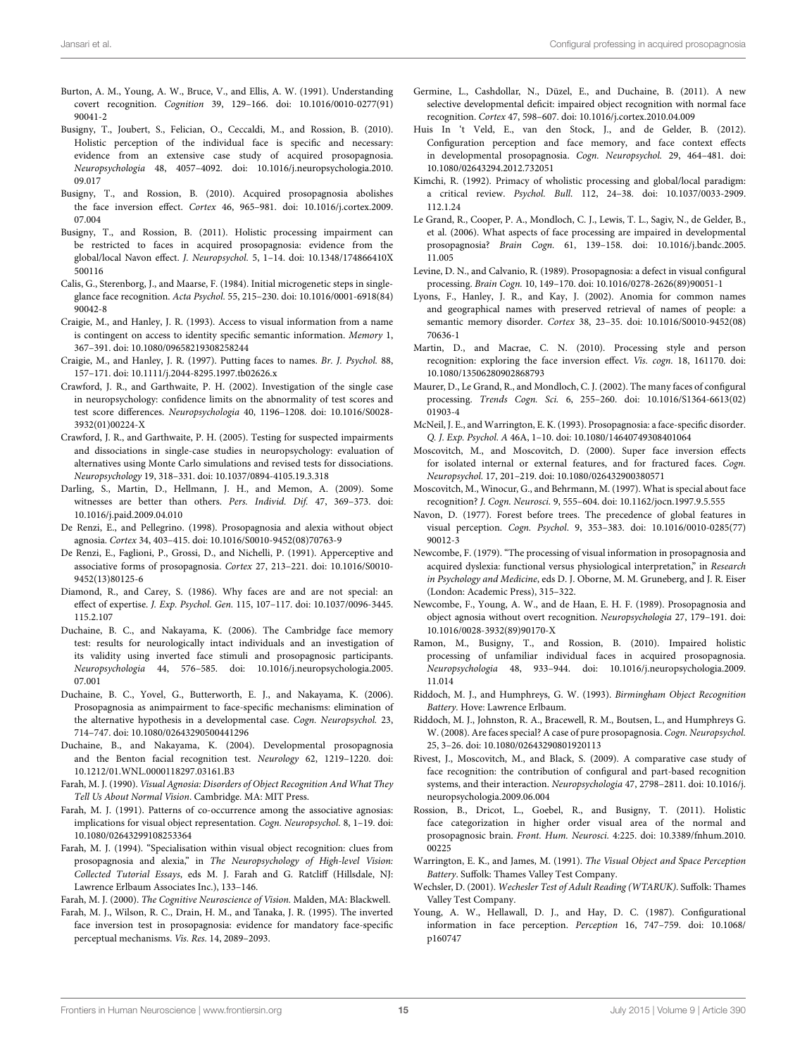Burton, A. M., Young, A. W., Bruce, V., and Ellis, A. W. (1991). Understanding covert recognition. *Cognition* 39, 129–166. doi: 10.1016/0010-0277(91)90041-2

Busigny, T., Joubert, S., Felician, O., Ceccaldi, M., and Rossion, B. (2010). Holistic perception of the individual face is specific and necessary: evidence from an extensive case study of acquired prosopagnosia. *Neuropsychologia* 48, 4057–4092. doi: 10.1016/j.neuropsychologia.2010.09.017

Busigny, T., and Rossion, B. (2010). Acquired prosopagnosia abolishes the face inversion effect. *Cortex* 46, 965–981. doi: 10.1016/j.cortex.2009.07.004

Busigny, T., and Rossion, B. (2011). Holistic processing impairment can be restricted to faces in acquired prosopagnosia: evidence from the global/local Navon effect. *J. Neuropsychol.* 5, 1–14. doi: 10.1348/174866410X500116

Calis, G., Sterenborg, J., and Maarse, F. (1984). Initial microgenetic steps in single-glance face recognition. *Acta Psychol.* 55, 215–230. doi: 10.1016/0001-6918(84)90042-8

Craigie, M., and Hanley, J. R. (1993). Access to visual information from a name is contingent on access to identity specific semantic information. *Memory* 1, 367–391. doi: 10.1080/09658219308258244

Craigie, M., and Hanley, J. R. (1997). Putting faces to names. *Br. J. Psychol.* 88, 157–171. doi: 10.1111/j.2044-8295.1997.tb02626.x

Crawford, J. R., and Garthwaite, P. H. (2002). Investigation of the single case in neuropsychology: confidence limits on the abnormality of test scores and test score differences. *Neuropsychologia* 40, 1196–1208. doi: 10.1016/S0028-3932(01)00224-X

Crawford, J. R., and Garthwaite, P. H. (2005). Testing for suspected impairments and dissociations in single-case studies in neuropsychology: evaluation of alternatives using Monte Carlo simulations and revised tests for dissociations. *Neuropsychology* 19, 318–331. doi: 10.1037/0894-4105.19.3.318

Darling, S., Martin, D., Hellmann, J. H., and Memon, A. (2009). Some witnesses are better than others. *Pers. Individ. Dif.* 47, 369–373. doi: 10.1016/j.paid.2009.04.010

De Renzi, E., and Pellegrino. (1998). Prosopagnosia and alexia without object agnosia. *Cortex* 34, 403–415. doi: 10.1016/S0010-9452(08)70763-9

De Renzi, E., Faglioni, P., Grossi, D., and Nichelli, P. (1991). Apperceptive and associative forms of prosopagnosia. *Cortex* 27, 213–221. doi: 10.1016/S0010-9452(13)80125-6

Diamond, R., and Carey, S. (1986). Why faces are and are not special: an effect of expertise. *J. Exp. Psychol. Gen.* 115, 107–117. doi: 10.1037/0096-3445.115.2.107

Duchaine, B. C., and Nakayama, K. (2006). The Cambridge face memory test: results for neurologically intact individuals and an investigation of its validity using inverted face stimuli and prosopagnosic participants. *Neuropsychologia* 44, 576–585. doi: 10.1016/j.neuropsychologia.2005.07.001

Duchaine, B. C., Yovel, G., Butterworth, E. J., and Nakayama, K. (2006). Prosopagnosia as animpairment to face-specific mechanisms: elimination of the alternative hypothesis in a developmental case. *Cogn. Neuropsychol.* 23, 714–747. doi: 10.1080/02643290500441296

Duchaine, B., and Nakayama, K. (2004). Developmental prosopagnosia and the Benton facial recognition test. *Neurology* 62, 1219–1220. doi: 10.1212/01.WNL.0000118297.03161.B3

Farah, M. J. (1990). *Visual Agnosia: Disorders of Object Recognition And What They Tell Us About Normal Vision*. Cambridge. MA: MIT Press.

Farah, M. J. (1991). Patterns of co-occurrence among the associative agnosias: implications for visual object representation. *Cogn. Neuropsychol.* 8, 1–19. doi: 10.1080/02643299108253364

Farah, M. J. (1994). "Specialisation within visual object recognition: clues from prosopagnosia and alexia," in *The Neuropsychology of High-level Vision: Collected Tutorial Essays*, eds M. J. Farah and G. Ratcliff (Hillsdale, NJ: Lawrence Erlbaum Associates Inc.), 133–146.

Farah, M. J. (2000). *The Cognitive Neuroscience of Vision.* Malden, MA: Blackwell.

Farah, M. J., Wilson, R. C., Drain, H. M., and Tanaka, J. R. (1995). The inverted face inversion test in prosopagnosia: evidence for mandatory face-specific perceptual mechanisms. *Vis. Res.* 14, 2089–2093.

Germine, L., Cashdollar, N., Düzel, E., and Duchaine, B. (2011). A new selective developmental deficit: impaired object recognition with normal face recognition. *Cortex* 47, 598–607. doi: 10.1016/j.cortex.2010.04.009

Huis In 't Veld, E., van den Stock, J., and de Gelder, B. (2012). Configuration perception and face memory, and face context effects in developmental prosopagnosia. *Cogn. Neuropsychol.* 29, 464–481. doi: 10.1080/02643294.2012.732051

Kimchi, R. (1992). Primacy of wholistic processing and global/local paradigm: a critical review. *Psychol. Bull.* 112, 24–38. doi: 10.1037/0033-2909.112.1.24

Le Grand, R., Cooper, P. A., Mondloch, C. J., Lewis, T. L., Sagiv, N., de Gelder, B., et al. (2006). What aspects of face processing are impaired in developmental prosopagnosia? *Brain Cogn.* 61, 139–158. doi: 10.1016/j.bandc.2005.11.005

Levine, D. N., and Calvanio, R. (1989). Prosopagnosia: a defect in visual configural processing. *Brain Cogn.* 10, 149–170. doi: 10.1016/0278-2626(89)90051-1

Lyons, F., Hanley, J. R., and Kay, J. (2002). Anomia for common names and geographical names with preserved retrieval of names of people: a semantic memory disorder. *Cortex* 38, 23–35. doi: 10.1016/S0010-9452(08)70636-1

Martin, D., and Macrae, C. N. (2010). Processing style and person recognition: exploring the face inversion effect. *Vis. cogn.* 18, 161170. doi: 10.1080/13506280902868793

Maurer, D., Le Grand, R., and Mondloch, C. J. (2002). The many faces of configural processing. *Trends Cogn. Sci.* 6, 255–260. doi: 10.1016/S1364-6613(02)01903-4

McNeil, J. E., and Warrington, E. K. (1993). Prosopagnosia: a face-specific disorder. *Q. J. Exp. Psychol. A* 46A, 1–10. doi: 10.1080/14640749308401064

Moscovitch, M., and Moscovitch, D. (2000). Super face inversion effects for isolated internal or external features, and for fractured faces. *Cogn. Neuropsychol.* 17, 201–219. doi: 10.1080/026432900380571

Moscovitch, M., Winocur, G., and Behrmann, M. (1997). What is special about face recognition? *J. Cogn. Neurosci.* 9, 555–604. doi: 10.1162/jocn.1997.9.5.555

Navon, D. (1977). Forest before trees. The precedence of global features in visual perception. *Cogn. Psychol*. 9, 353–383. doi: 10.1016/0010-0285(77)90012-3

Newcombe, F. (1979). "The processing of visual information in prosopagnosia and acquired dyslexia: functional versus physiological interpretation," in *Research in Psychology and Medicine*, eds D. J. Oborne, M. M. Gruneberg, and J. R. Eiser (London: Academic Press), 315–322.

Newcombe, F., Young, A. W., and de Haan, E. H. F. (1989). Prosopagnosia and object agnosia without overt recognition. *Neuropsychologia* 27, 179–191. doi: 10.1016/0028-3932(89)90170-X

Ramon, M., Busigny, T., and Rossion, B. (2010). Impaired holistic processing of unfamiliar individual faces in acquired prosopagnosia. *Neuropsychologia* 48, 933–944. doi: 10.1016/j.neuropsychologia.2009.11.014

Riddoch, M. J., and Humphreys, G. W. (1993). *Birmingham Object Recognition Battery*. Hove: Lawrence Erlbaum.

Riddoch, M. J., Johnston, R. A., Bracewell, R. M., Boutsen, L., and Humphreys G. W. (2008). Are faces special? A case of pure prosopagnosia. *Cogn. Neuropsychol.* 25, 3–26. doi: 10.1080/02643290801920113

Rivest, J., Moscovitch, M., and Black, S. (2009). A comparative case study of face recognition: the contribution of configural and part-based recognition systems, and their interaction. *Neuropsychologia* 47, 2798–2811. doi: 10.1016/j.neuropsychologia.2009.06.004

Rossion, B., Dricot, L., Goebel, R., and Busigny, T. (2011). Holistic face categorization in higher order visual area of the normal and prosopagnosic brain. *Front. Hum. Neurosci.* 4:225. doi: 10.3389/fnhum.2010.00225

Warrington, E. K., and James, M. (1991). *The Visual Object and Space Perception Battery*. Suffolk: Thames Valley Test Company.

Wechsler, D. (2001). *Wechesler Test of Adult Reading (WTARUK)*. Suffolk: Thames Valley Test Company.

Young, A. W., Hellawall, D. J., and Hay, D. C. (1987). Configurational information in face perception. *Perception* 16, 747–759. doi: 10.1068/p160747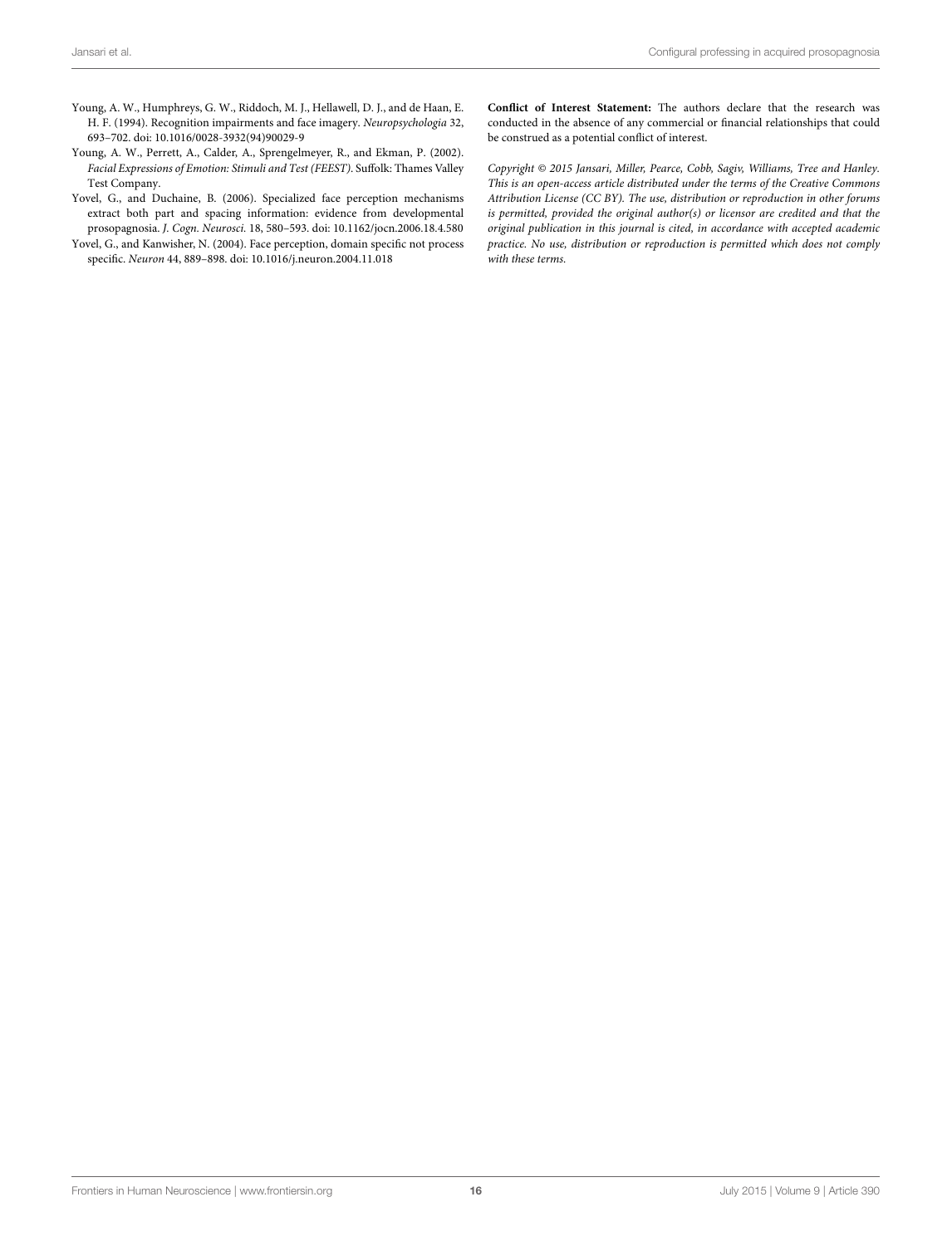Young, A. W., Humphreys, G. W., Riddoch, M. J., Hellawell, D. J., and de Haan, E. H. F. (1994). Recognition impairments and face imagery. *Neuropsychologia* 32, 693–702. doi: 10.1016/0028-3932(94)90029-9

Young, A. W., Perrett, A., Calder, A., Sprengelmeyer, R., and Ekman, P. (2002). *Facial Expressions of Emotion: Stimuli and Test (FEEST)*. Suffolk: Thames Valley Test Company.

Yovel, G., and Duchaine, B. (2006). Specialized face perception mechanisms extract both part and spacing information: evidence from developmental prosopagnosia. *J. Cogn. Neurosci.* 18, 580–593. doi: 10.1162/jocn.2006.18.4.580

Yovel, G., and Kanwisher, N. (2004). Face perception, domain specific not process specific. *Neuron* 44, 889–898. doi: 10.1016/j.neuron.2004.11.018

**Conflict of Interest Statement:** The authors declare that the research was conducted in the absence of any commercial or financial relationships that could be construed as a potential conflict of interest.

*Copyright © 2015 Jansari, Miller, Pearce, Cobb, Sagiv, Williams, Tree and Hanley. This is an open-access article distributed under the terms of the Creative Commons Attribution License (CC BY). The use, distribution or reproduction in other forums is permitted, provided the original author(s) or licensor are credited and that the original publication in this journal is cited, in accordance with accepted academic practice. No use, distribution or reproduction is permitted which does not comply with these terms.*